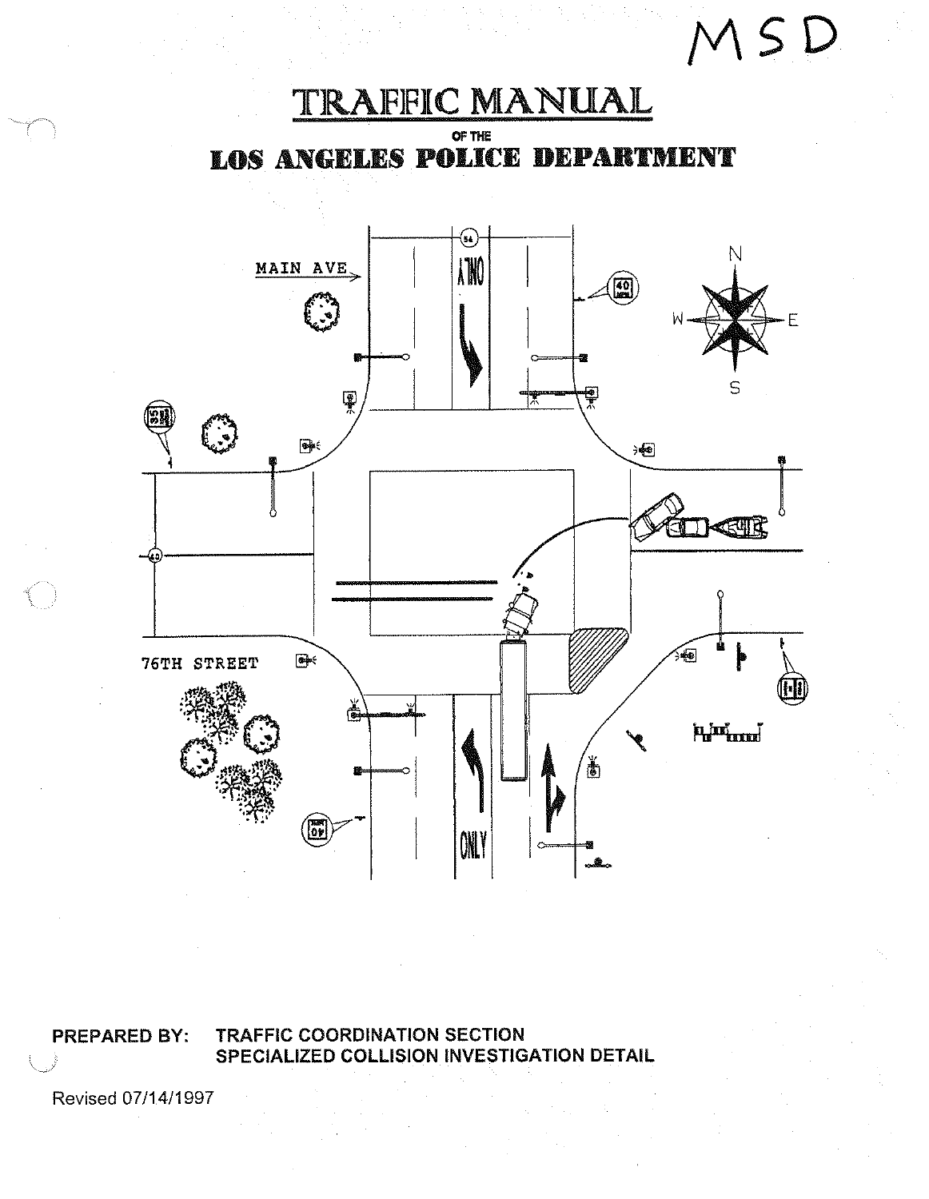MSD

# TRAFFIC MANUAL

OF THE

# LOS ANGELES POLICE DEPARTMENT

MAIN AVE

76TH STREET

**PREPARED BY:** TRAFFIC COORDINATION SECTION
SPECIALIZED COLLISION INVESTIGATION DETAIL

Revised 07/14/1997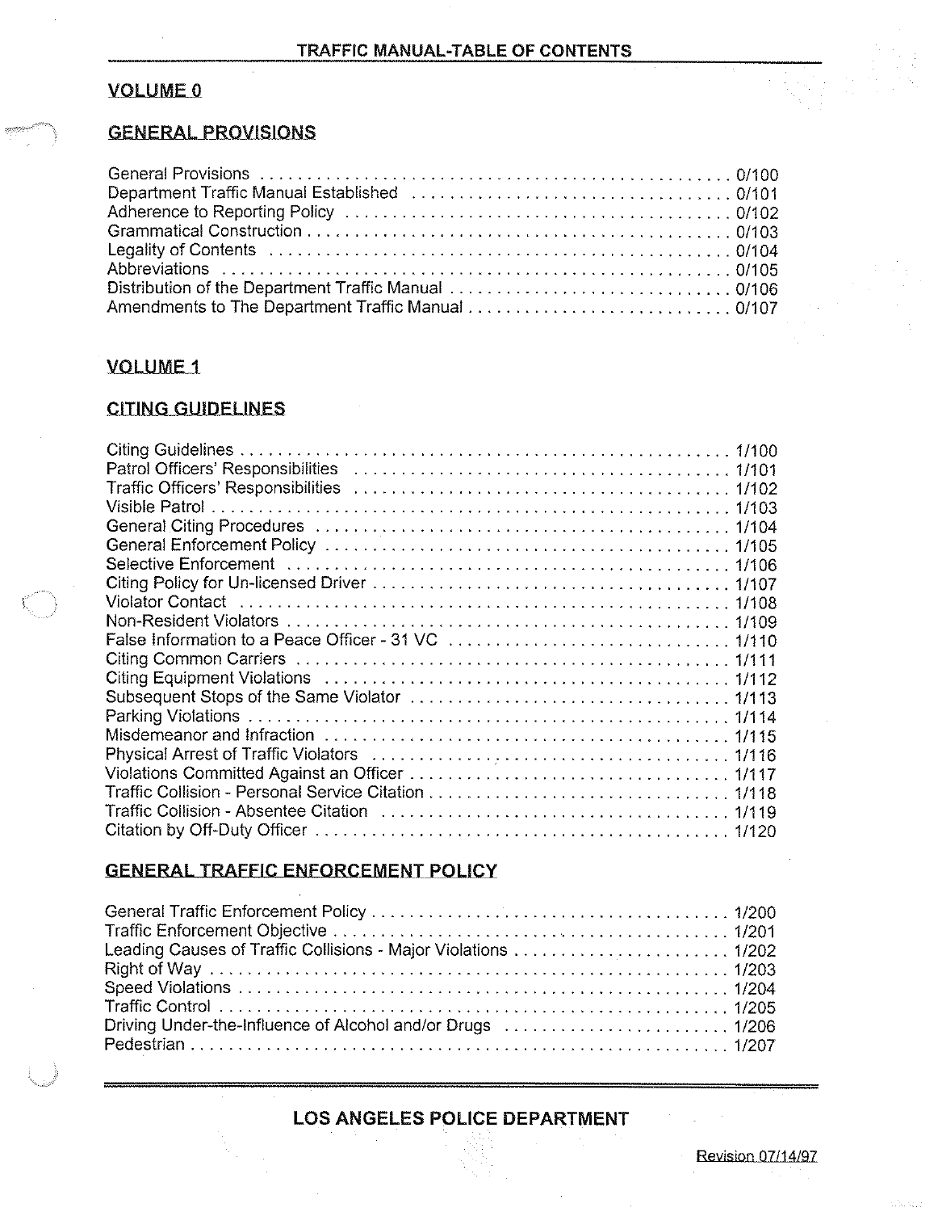# TRAFFIC MANUAL-TABLE OF CONTENTS

## VOLUME 0

### GENERAL PROVISIONS

| | |
|---|---|
| General Provisions | 0/100 |
| Department Traffic Manual Established | 0/101 |
| Adherence to Reporting Policy | 0/102 |
| Grammatical Construction | 0/103 |
| Legality of Contents | 0/104 |
| Abbreviations | 0/105 |
| Distribution of the Department Traffic Manual | 0/106 |
| Amendments to The Department Traffic Manual | 0/107 |

## VOLUME 1

### CITING GUIDELINES

| | |
|---|---|
| Citing Guidelines | 1/100 |
| Patrol Officers' Responsibilities | 1/101 |
| Traffic Officers' Responsibilities | 1/102 |
| Visible Patrol | 1/103 |
| General Citing Procedures | 1/104 |
| General Enforcement Policy | 1/105 |
| Selective Enforcement | 1/106 |
| Citing Policy for Un-licensed Driver | 1/107 |
| Violator Contact | 1/108 |
| Non-Resident Violators | 1/109 |
| False Information to a Peace Officer - 31 VC | 1/110 |
| Citing Common Carriers | 1/111 |
| Citing Equipment Violations | 1/112 |
| Subsequent Stops of the Same Violator | 1/113 |
| Parking Violations | 1/114 |
| Misdemeanor and Infraction | 1/115 |
| Physical Arrest of Traffic Violators | 1/116 |
| Violations Committed Against an Officer | 1/117 |
| Traffic Collision - Personal Service Citation | 1/118 |
| Traffic Collision - Absentee Citation | 1/119 |
| Citation by Off-Duty Officer | 1/120 |

### GENERAL TRAFFIC ENFORCEMENT POLICY

| | |
|---|---|
| General Traffic Enforcement Policy | 1/200 |
| Traffic Enforcement Objective | 1/201 |
| Leading Causes of Traffic Collisions - Major Violations | 1/202 |
| Right of Way | 1/203 |
| Speed Violations | 1/204 |
| Traffic Control | 1/205 |
| Driving Under-the-Influence of Alcohol and/or Drugs | 1/206 |
| Pedestrian | 1/207 |

LOS ANGELES POLICE DEPARTMENT

Revision 07/14/97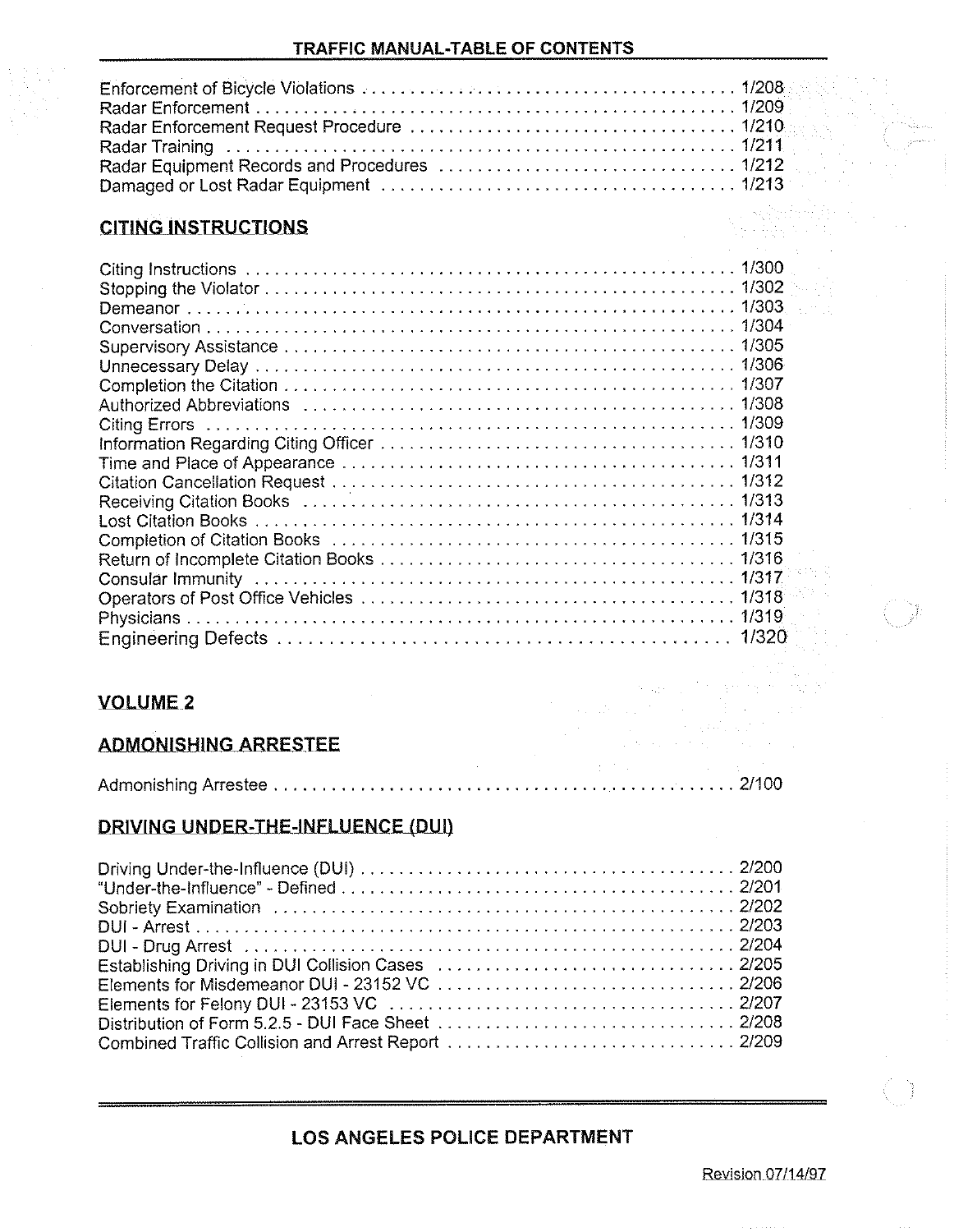Enforcement of Bicycle Violations . . . . . . . . . . . . . . . . . . . . . . . . . . . . . . . . . . . . . . . 1/208
Radar Enforcement . . . . . . . . . . . . . . . . . . . . . . . . . . . . . . . . . . . . . . . . . . . . . . . . . . 1/209
Radar Enforcement Request Procedure . . . . . . . . . . . . . . . . . . . . . . . . . . . . . . . . . . 1/210
Radar Training . . . . . . . . . . . . . . . . . . . . . . . . . . . . . . . . . . . . . . . . . . . . . . . . . . . . . 1/211
Radar Equipment Records and Procedures . . . . . . . . . . . . . . . . . . . . . . . . . . . . . . . 1/212
Damaged or Lost Radar Equipment . . . . . . . . . . . . . . . . . . . . . . . . . . . . . . . . . . . . . 1/213

## CITING INSTRUCTIONS

Citing Instructions . . . . . . . . . . . . . . . . . . . . . . . . . . . . . . . . . . . . . . . . . . . . . . . . . . 1/300
Stopping the Violator . . . . . . . . . . . . . . . . . . . . . . . . . . . . . . . . . . . . . . . . . . . . . . . . 1/302
Demeanor . . . . . . . . . . . . . . . . . . . . . . . . . . . . . . . . . . . . . . . . . . . . . . . . . . . . . . . . 1/303
Conversation . . . . . . . . . . . . . . . . . . . . . . . . . . . . . . . . . . . . . . . . . . . . . . . . . . . . . . 1/304
Supervisory Assistance . . . . . . . . . . . . . . . . . . . . . . . . . . . . . . . . . . . . . . . . . . . . . . 1/305
Unnecessary Delay . . . . . . . . . . . . . . . . . . . . . . . . . . . . . . . . . . . . . . . . . . . . . . . . . . 1/306
Completion the Citation . . . . . . . . . . . . . . . . . . . . . . . . . . . . . . . . . . . . . . . . . . . . . . 1/307
Authorized Abbreviations . . . . . . . . . . . . . . . . . . . . . . . . . . . . . . . . . . . . . . . . . . . . . 1/308
Citing Errors . . . . . . . . . . . . . . . . . . . . . . . . . . . . . . . . . . . . . . . . . . . . . . . . . . . . . . . 1/309
Information Regarding Citing Officer . . . . . . . . . . . . . . . . . . . . . . . . . . . . . . . . . . . . 1/310
Time and Place of Appearance . . . . . . . . . . . . . . . . . . . . . . . . . . . . . . . . . . . . . . . . 1/311
Citation Cancellation Request . . . . . . . . . . . . . . . . . . . . . . . . . . . . . . . . . . . . . . . . . 1/312
Receiving Citation Books . . . . . . . . . . . . . . . . . . . . . . . . . . . . . . . . . . . . . . . . . . . . . 1/313
Lost Citation Books . . . . . . . . . . . . . . . . . . . . . . . . . . . . . . . . . . . . . . . . . . . . . . . . . 1/314
Completion of Citation Books . . . . . . . . . . . . . . . . . . . . . . . . . . . . . . . . . . . . . . . . . 1/315
Return of Incomplete Citation Books . . . . . . . . . . . . . . . . . . . . . . . . . . . . . . . . . . . . 1/316
Consular Immunity . . . . . . . . . . . . . . . . . . . . . . . . . . . . . . . . . . . . . . . . . . . . . . . . . 1/317
Operators of Post Office Vehicles . . . . . . . . . . . . . . . . . . . . . . . . . . . . . . . . . . . . . . 1/318
Physicians . . . . . . . . . . . . . . . . . . . . . . . . . . . . . . . . . . . . . . . . . . . . . . . . . . . . . . . . 1/319
Engineering Defects . . . . . . . . . . . . . . . . . . . . . . . . . . . . . . . . . . . . . . . . . . . . . . . . 1/320

# VOLUME 2

## ADMONISHING ARRESTEE

Admonishing Arrestee . . . . . . . . . . . . . . . . . . . . . . . . . . . . . . . . . . . . . . . . . . . . . . . 2/100

## DRIVING UNDER-THE-INFLUENCE (DUI)

Driving Under-the-Influence (DUI) . . . . . . . . . . . . . . . . . . . . . . . . . . . . . . . . . . . . . . 2/200
"Under-the-Influence" - Defined . . . . . . . . . . . . . . . . . . . . . . . . . . . . . . . . . . . . . . . 2/201
Sobriety Examination . . . . . . . . . . . . . . . . . . . . . . . . . . . . . . . . . . . . . . . . . . . . . . . 2/202
DUI - Arrest . . . . . . . . . . . . . . . . . . . . . . . . . . . . . . . . . . . . . . . . . . . . . . . . . . . . . . . 2/203
DUI - Drug Arrest . . . . . . . . . . . . . . . . . . . . . . . . . . . . . . . . . . . . . . . . . . . . . . . . . . . 2/204
Establishing Driving in DUI Collision Cases . . . . . . . . . . . . . . . . . . . . . . . . . . . . . . . 2/205
Elements for Misdemeanor DUI - 23152 VC . . . . . . . . . . . . . . . . . . . . . . . . . . . . . . 2/206
Elements for Felony DUI - 23153 VC . . . . . . . . . . . . . . . . . . . . . . . . . . . . . . . . . . . 2/207
Distribution of Form 5.2.5 - DUI Face Sheet . . . . . . . . . . . . . . . . . . . . . . . . . . . . . . 2/208
Combined Traffic Collision and Arrest Report . . . . . . . . . . . . . . . . . . . . . . . . . . . . . 2/209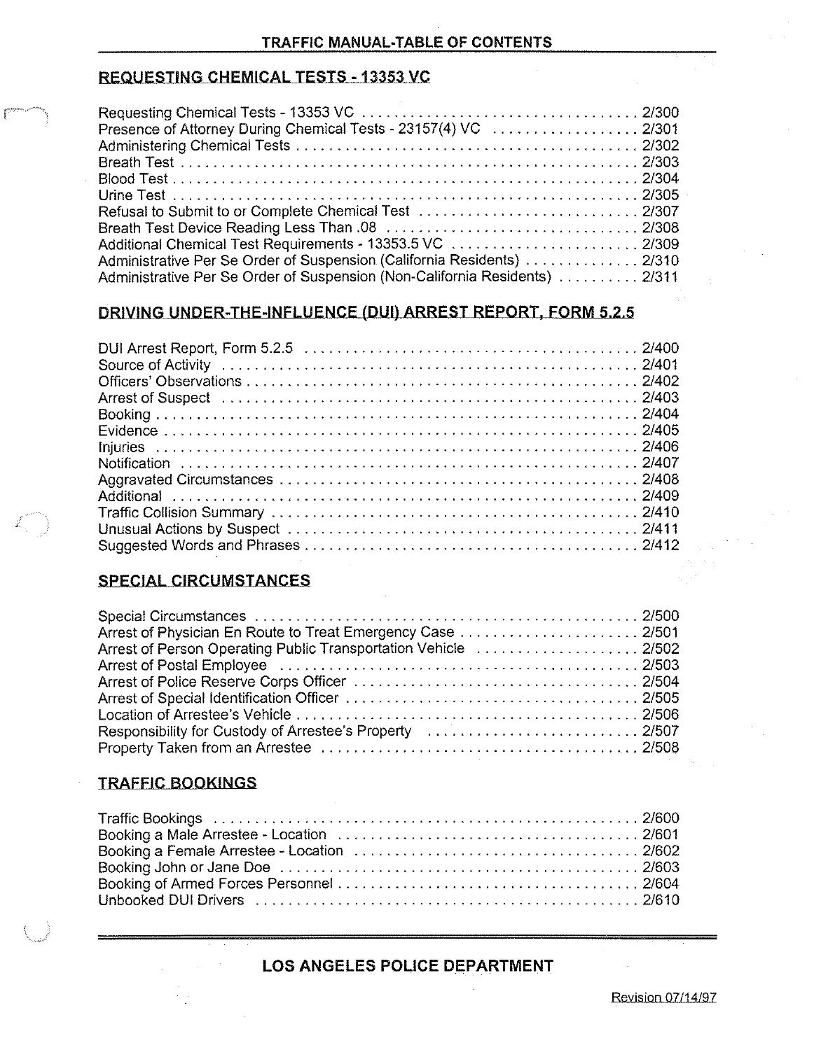## REQUESTING CHEMICAL TESTS - 13353 VC

| | |
|---|---|
| Requesting Chemical Tests - 13353 VC | 2/300 |
| Presence of Attorney During Chemical Tests - 23157(4) VC | 2/301 |
| Administering Chemical Tests | 2/302 |
| Breath Test | 2/303 |
| Blood Test | 2/304 |
| Urine Test | 2/305 |
| Refusal to Submit to or Complete Chemical Test | 2/307 |
| Breath Test Device Reading Less Than .08 | 2/308 |
| Additional Chemical Test Requirements - 13353.5 VC | 2/309 |
| Administrative Per Se Order of Suspension (California Residents) | 2/310 |
| Administrative Per Se Order of Suspension (Non-California Residents) | 2/311 |

## DRIVING UNDER-THE-INFLUENCE (DUI) ARREST REPORT, FORM 5.2.5

| | |
|---|---|
| DUI Arrest Report, Form 5.2.5 | 2/400 |
| Source of Activity | 2/401 |
| Officers' Observations | 2/402 |
| Arrest of Suspect | 2/403 |
| Booking | 2/404 |
| Evidence | 2/405 |
| Injuries | 2/406 |
| Notification | 2/407 |
| Aggravated Circumstances | 2/408 |
| Additional | 2/409 |
| Traffic Collision Summary | 2/410 |
| Unusual Actions by Suspect | 2/411 |
| Suggested Words and Phrases | 2/412 |

## SPECIAL CIRCUMSTANCES

| | |
|---|---|
| Special Circumstances | 2/500 |
| Arrest of Physician En Route to Treat Emergency Case | 2/501 |
| Arrest of Person Operating Public Transportation Vehicle | 2/502 |
| Arrest of Postal Employee | 2/503 |
| Arrest of Police Reserve Corps Officer | 2/504 |
| Arrest of Special Identification Officer | 2/505 |
| Location of Arrestee's Vehicle | 2/506 |
| Responsibility for Custody of Arrestee's Property | 2/507 |
| Property Taken from an Arrestee | 2/508 |

## TRAFFIC BOOKINGS

| | |
|---|---|
| Traffic Bookings | 2/600 |
| Booking a Male Arrestee - Location | 2/601 |
| Booking a Female Arrestee - Location | 2/602 |
| Booking John or Jane Doe | 2/603 |
| Booking of Armed Forces Personnel | 2/604 |
| Unbooked DUI Drivers | 2/610 |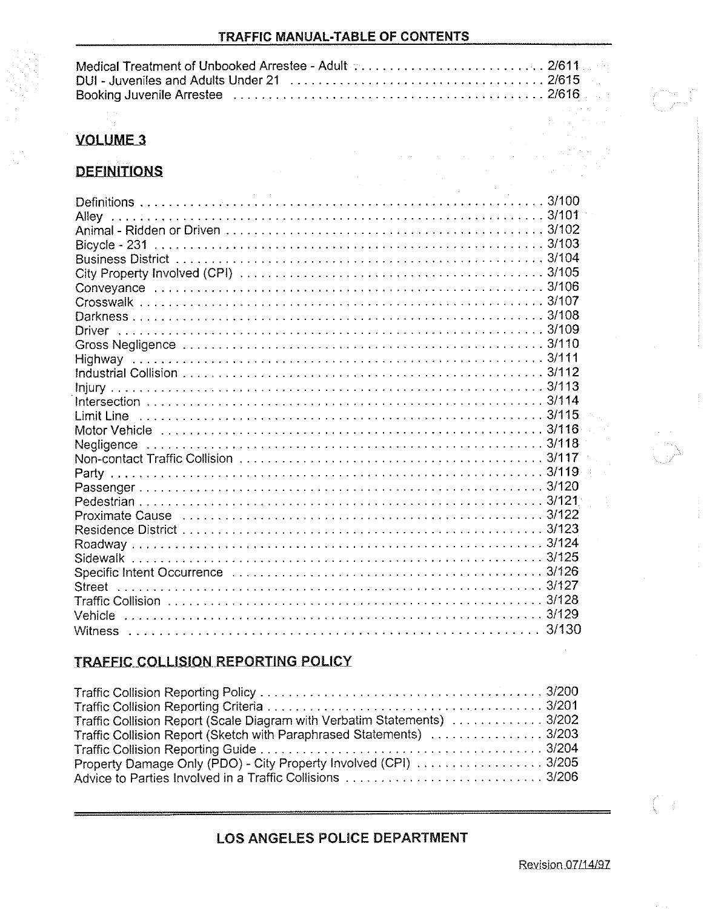Medical Treatment of Unbooked Arrestee - Adult . . . . . . . . . . . . . . . . . . . . . . . . . . 2/611
DUI - Juveniles and Adults Under 21 . . . . . . . . . . . . . . . . . . . . . . . . . . . . . . . . . . 2/615
Booking Juvenile Arrestee . . . . . . . . . . . . . . . . . . . . . . . . . . . . . . . . . . . . . . . . . . . 2/616

## VOLUME 3

### DEFINITIONS

Definitions . . . . . . . . . . . . . . . . . . . . . . . . . . . . . . . . . . . . . . . . . . . . . . . . . . . 3/100
Alley . . . . . . . . . . . . . . . . . . . . . . . . . . . . . . . . . . . . . . . . . . . . . . . . . . . . . . . 3/101
Animal - Ridden or Driven . . . . . . . . . . . . . . . . . . . . . . . . . . . . . . . . . . . . . . . . . 3/102
Bicycle - 231 . . . . . . . . . . . . . . . . . . . . . . . . . . . . . . . . . . . . . . . . . . . . . . . . . . 3/103
Business District . . . . . . . . . . . . . . . . . . . . . . . . . . . . . . . . . . . . . . . . . . . . . . . 3/104
City Property Involved (CPI) . . . . . . . . . . . . . . . . . . . . . . . . . . . . . . . . . . . . . . . 3/105
Conveyance . . . . . . . . . . . . . . . . . . . . . . . . . . . . . . . . . . . . . . . . . . . . . . . . . . . 3/106
Crosswalk . . . . . . . . . . . . . . . . . . . . . . . . . . . . . . . . . . . . . . . . . . . . . . . . . . . . 3/107
Darkness . . . . . . . . . . . . . . . . . . . . . . . . . . . . . . . . . . . . . . . . . . . . . . . . . . . . . 3/108
Driver . . . . . . . . . . . . . . . . . . . . . . . . . . . . . . . . . . . . . . . . . . . . . . . . . . . . . . . 3/109
Gross Negligence . . . . . . . . . . . . . . . . . . . . . . . . . . . . . . . . . . . . . . . . . . . . . . . 3/110
Highway . . . . . . . . . . . . . . . . . . . . . . . . . . . . . . . . . . . . . . . . . . . . . . . . . . . . . . 3/111
Industrial Collision . . . . . . . . . . . . . . . . . . . . . . . . . . . . . . . . . . . . . . . . . . . . . . 3/112
Injury . . . . . . . . . . . . . . . . . . . . . . . . . . . . . . . . . . . . . . . . . . . . . . . . . . . . . . . . 3/113
Intersection . . . . . . . . . . . . . . . . . . . . . . . . . . . . . . . . . . . . . . . . . . . . . . . . . . . 3/114
Limit Line . . . . . . . . . . . . . . . . . . . . . . . . . . . . . . . . . . . . . . . . . . . . . . . . . . . . 3/115
Motor Vehicle . . . . . . . . . . . . . . . . . . . . . . . . . . . . . . . . . . . . . . . . . . . . . . . . . 3/116
Negligence . . . . . . . . . . . . . . . . . . . . . . . . . . . . . . . . . . . . . . . . . . . . . . . . . . . 3/118
Non-contact Traffic Collision . . . . . . . . . . . . . . . . . . . . . . . . . . . . . . . . . . . . . . 3/117
Party . . . . . . . . . . . . . . . . . . . . . . . . . . . . . . . . . . . . . . . . . . . . . . . . . . . . . . . . 3/119
Passenger . . . . . . . . . . . . . . . . . . . . . . . . . . . . . . . . . . . . . . . . . . . . . . . . . . . . 3/120
Pedestrian . . . . . . . . . . . . . . . . . . . . . . . . . . . . . . . . . . . . . . . . . . . . . . . . . . . . 3/121
Proximate Cause . . . . . . . . . . . . . . . . . . . . . . . . . . . . . . . . . . . . . . . . . . . . . . . 3/122
Residence District . . . . . . . . . . . . . . . . . . . . . . . . . . . . . . . . . . . . . . . . . . . . . . 3/123
Roadway . . . . . . . . . . . . . . . . . . . . . . . . . . . . . . . . . . . . . . . . . . . . . . . . . . . . . 3/124
Sidewalk . . . . . . . . . . . . . . . . . . . . . . . . . . . . . . . . . . . . . . . . . . . . . . . . . . . . . 3/125
Specific Intent Occurrence . . . . . . . . . . . . . . . . . . . . . . . . . . . . . . . . . . . . . . . . 3/126
Street . . . . . . . . . . . . . . . . . . . . . . . . . . . . . . . . . . . . . . . . . . . . . . . . . . . . . . . 3/127
Traffic Collision . . . . . . . . . . . . . . . . . . . . . . . . . . . . . . . . . . . . . . . . . . . . . . . . 3/128
Vehicle . . . . . . . . . . . . . . . . . . . . . . . . . . . . . . . . . . . . . . . . . . . . . . . . . . . . . . 3/129
Witness . . . . . . . . . . . . . . . . . . . . . . . . . . . . . . . . . . . . . . . . . . . . . . . . . . . . . . 3/130

### TRAFFIC COLLISION REPORTING POLICY

Traffic Collision Reporting Policy . . . . . . . . . . . . . . . . . . . . . . . . . . . . . . . . . . . 3/200
Traffic Collision Reporting Criteria . . . . . . . . . . . . . . . . . . . . . . . . . . . . . . . . . . 3/201
Traffic Collision Report (Scale Diagram with Verbatim Statements) . . . . . . . . . . . . 3/202
Traffic Collision Report (Sketch with Paraphrased Statements) . . . . . . . . . . . . . . . 3/203
Traffic Collision Reporting Guide . . . . . . . . . . . . . . . . . . . . . . . . . . . . . . . . . . . 3/204
Property Damage Only (PDO) - City Property Involved (CPI) . . . . . . . . . . . . . . . . . 3/205
Advice to Parties Involved in a Traffic Collisions . . . . . . . . . . . . . . . . . . . . . . . . . 3/206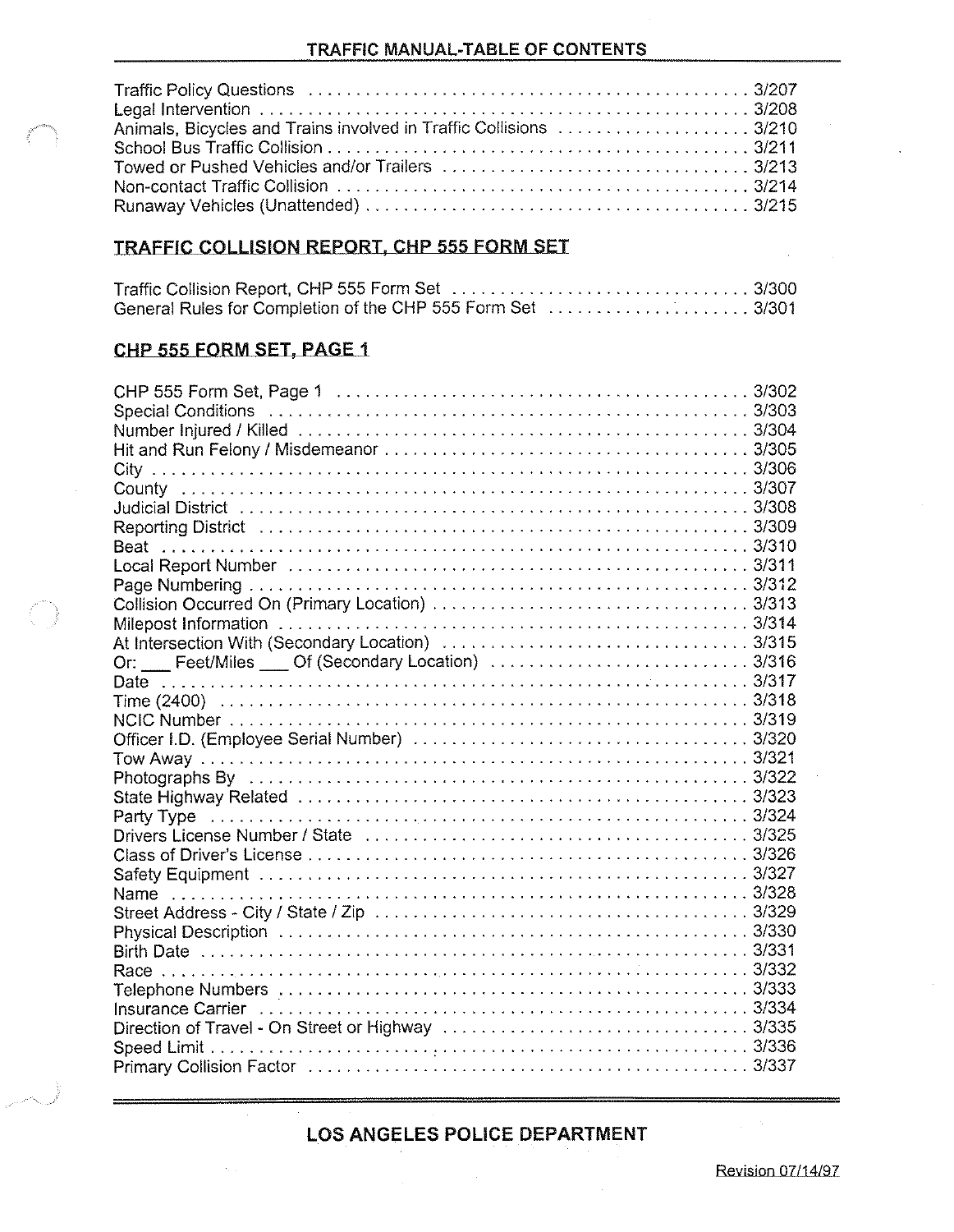Traffic Policy Questions ............................................. 3/207
Legal Intervention .................................................. 3/208
Animals, Bicycles and Trains involved in Traffic Collisions .................... 3/210
School Bus Traffic Collision ............................................ 3/211
Towed or Pushed Vehicles and/or Trailers ................................. 3/213
Non-contact Traffic Collision ........................................... 3/214
Runaway Vehicles (Unattended) ........................................ 3/215

## TRAFFIC COLLISION REPORT, CHP 555 FORM SET

Traffic Collision Report, CHP 555 Form Set ............................... 3/300
General Rules for Completion of the CHP 555 Form Set ....................... 3/301

## CHP 555 FORM SET, PAGE 1

CHP 555 Form Set, Page 1 ........................................... 3/302
Special Conditions ................................................... 3/303
Number Injured / Killed ............................................... 3/304
Hit and Run Felony / Misdemeanor ...................................... 3/305
City ................................................................ 3/306
County ............................................................. 3/307
Judicial District ..................................................... 3/308
Reporting District ................................................... 3/309
Beat ............................................................... 3/310
Local Report Number ................................................. 3/311
Page Numbering ..................................................... 3/312
Collision Occurred On (Primary Location) ................................. 3/313
Milepost Information .................................................. 3/314
At Intersection With (Secondary Location) ................................ 3/315
Or: ___ Feet/Miles ___ Of (Secondary Location) ........................... 3/316
Date ............................................................... 3/317
Time (2400) ........................................................ 3/318
NCIC Number ....................................................... 3/319
Officer I.D. (Employee Serial Number) .................................. 3/320
Tow Away .......................................................... 3/321
Photographs By ..................................................... 3/322
State Highway Related ................................................ 3/323
Party Type ......................................................... 3/324
Drivers License Number / State ........................................ 3/325
Class of Driver's License .............................................. 3/326
Safety Equipment .................................................... 3/327
Name .............................................................. 3/328
Street Address - City / State / Zip ....................................... 3/329
Physical Description ................................................. 3/330
Birth Date .......................................................... 3/331
Race ............................................................... 3/332
Telephone Numbers .................................................. 3/333
Insurance Carrier .................................................... 3/334
Direction of Travel - On Street or Highway ............................... 3/335
Speed Limit ......................................................... 3/336
Primary Collision Factor .............................................. 3/337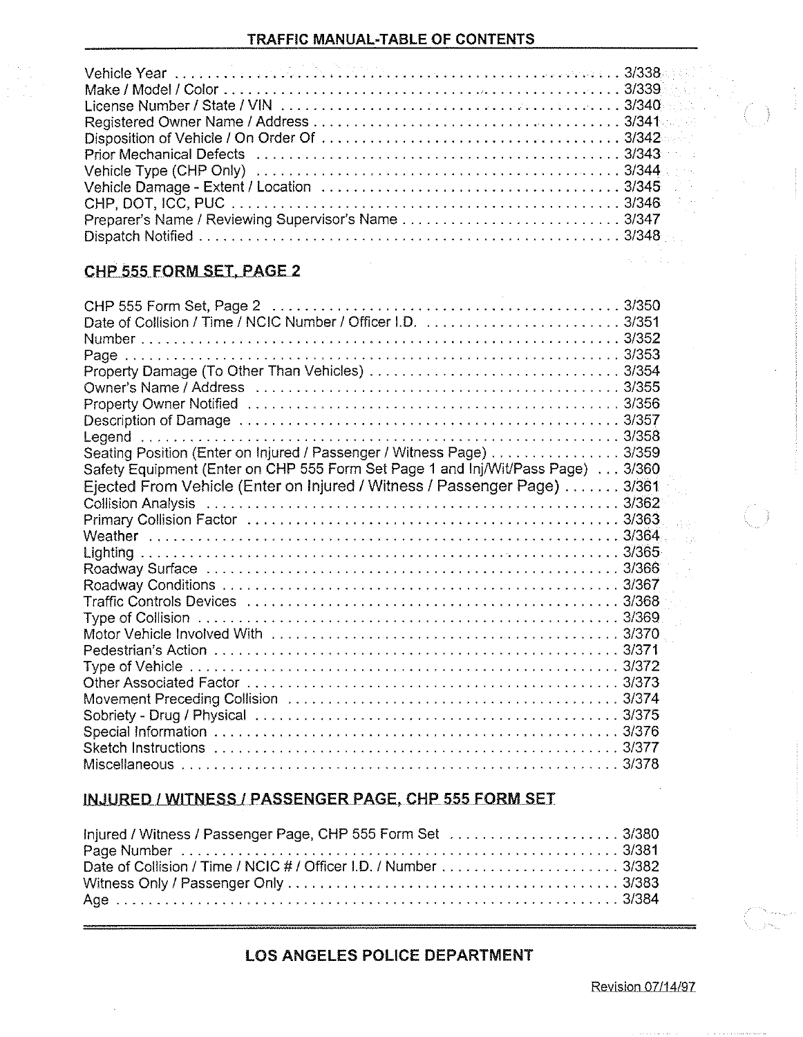Vehicle Year ........................................................ 3/338
Make / Model / Color ................................................ 3/339
License Number / State / VIN ...................................... 3/340
Registered Owner Name / Address ................................... 3/341
Disposition of Vehicle / On Order Of .............................. 3/342
Prior Mechanical Defects ........................................... 3/343
Vehicle Type (CHP Only) ............................................ 3/344
Vehicle Damage - Extent / Location ................................ 3/345
CHP, DOT, ICC, PUC .................................................. 3/346
Preparer's Name / Reviewing Supervisor's Name ..................... 3/347
Dispatch Notified ................................................... 3/348

## CHP 555 FORM SET, PAGE 2

CHP 555 Form Set, Page 2 ............................................ 3/350
Date of Collision / Time / NCIC Number / Officer I.D. ............. 3/351
Number .............................................................. 3/352
Page ................................................................ 3/353
Property Damage (To Other Than Vehicles) .......................... 3/354
Owner's Name / Address .............................................. 3/355
Property Owner Notified ............................................. 3/356
Description of Damage ............................................... 3/357
Legend .............................................................. 3/358
Seating Position (Enter on Injured / Passenger / Witness Page) ..... 3/359
Safety Equipment (Enter on CHP 555 Form Set Page 1 and Inj/Wit/Pass Page) ... 3/360
Ejected From Vehicle (Enter on Injured / Witness / Passenger Page) ....... 3/361
Collision Analysis .................................................. 3/362
Primary Collision Factor ............................................ 3/363
Weather ............................................................. 3/364
Lighting ............................................................ 3/365
Roadway Surface ..................................................... 3/366
Roadway Conditions .................................................. 3/367
Traffic Controls Devices ............................................ 3/368
Type of Collision ................................................... 3/369
Motor Vehicle Involved With ......................................... 3/370
Pedestrian's Action ................................................. 3/371
Type of Vehicle ..................................................... 3/372
Other Associated Factor ............................................. 3/373
Movement Preceding Collision ......................................... 3/374
Sobriety - Drug / Physical .......................................... 3/375
Special Information ................................................. 3/376
Sketch Instructions ................................................. 3/377
Miscellaneous ....................................................... 3/378

## INJURED / WITNESS / PASSENGER PAGE, CHP 555 FORM SET

Injured / Witness / Passenger Page, CHP 555 Form Set ............... 3/380
Page Number ......................................................... 3/381
Date of Collision / Time / NCIC # / Officer I.D. / Number .......... 3/382
Witness Only / Passenger Only ....................................... 3/383
Age ................................................................. 3/384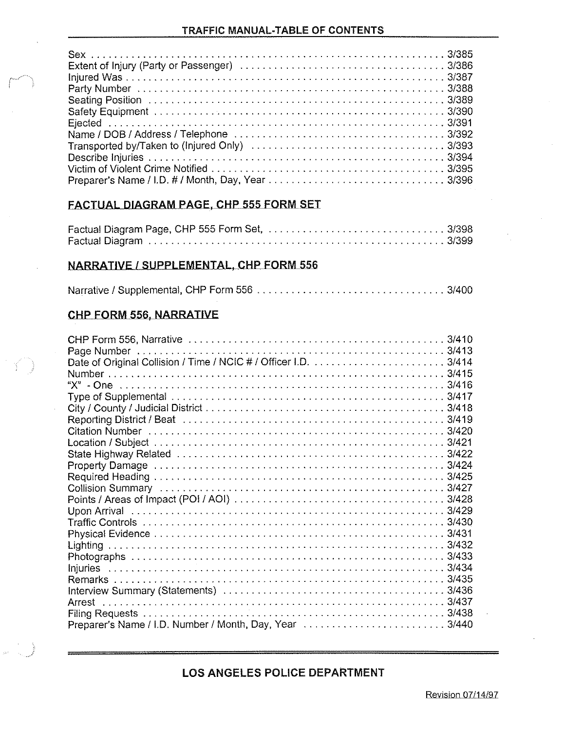| Entry | Page |
|---|---|
| Sex | 3/385 |
| Extent of Injury (Party or Passenger) | 3/386 |
| Injured Was | 3/387 |
| Party Number | 3/388 |
| Seating Position | 3/389 |
| Safety Equipment | 3/390 |
| Ejected | 3/391 |
| Name / DOB / Address / Telephone | 3/392 |
| Transported by/Taken to (Injured Only) | 3/393 |
| Describe Injuries | 3/394 |
| Victim of Violent Crime Notified | 3/395 |
| Preparer's Name / I.D. # / Month, Day, Year | 3/396 |

## FACTUAL DIAGRAM PAGE, CHP 555 FORM SET

| Entry | Page |
|---|---|
| Factual Diagram Page, CHP 555 Form Set, | 3/398 |
| Factual Diagram | 3/399 |

## NARRATIVE / SUPPLEMENTAL, CHP FORM 556

| Entry | Page |
|---|---|
| Narrative / Supplemental, CHP Form 556 | 3/400 |

## CHP FORM 556, NARRATIVE

| Entry | Page |
|---|---|
| CHP Form 556, Narrative | 3/410 |
| Page Number | 3/413 |
| Date of Original Collision / Time / NCIC # / Officer I.D. | 3/414 |
| Number | 3/415 |
| "X" - One | 3/416 |
| Type of Supplemental | 3/417 |
| City / County / Judicial District | 3/418 |
| Reporting District / Beat | 3/419 |
| Citation Number | 3/420 |
| Location / Subject | 3/421 |
| State Highway Related | 3/422 |
| Property Damage | 3/424 |
| Required Heading | 3/425 |
| Collision Summary | 3/427 |
| Points / Areas of Impact (POI / AOI) | 3/428 |
| Upon Arrival | 3/429 |
| Traffic Controls | 3/430 |
| Physical Evidence | 3/431 |
| Lighting | 3/432 |
| Photographs | 3/433 |
| Injuries | 3/434 |
| Remarks | 3/435 |
| Interview Summary (Statements) | 3/436 |
| Arrest | 3/437 |
| Filing Requests | 3/438 |
| Preparer's Name / I.D. Number / Month, Day, Year | 3/440 |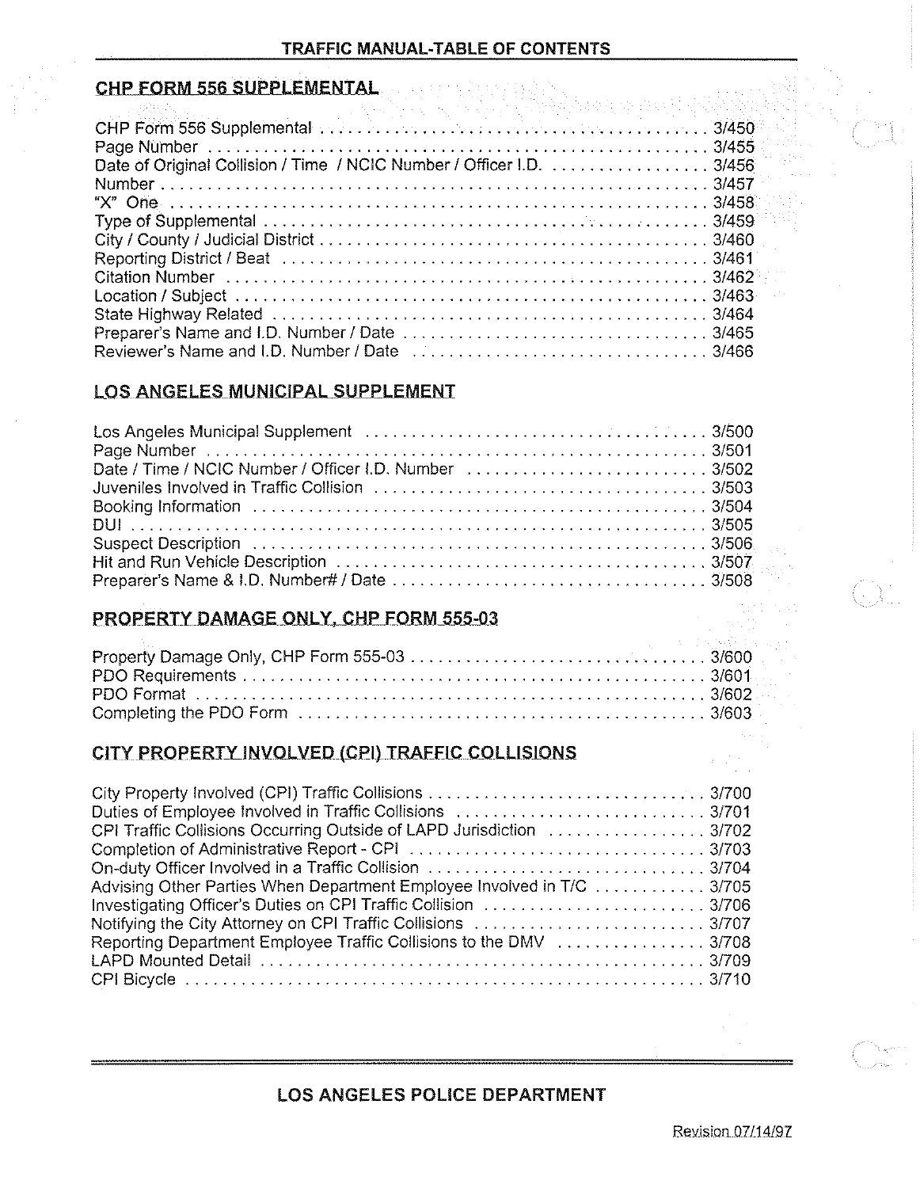## CHP FORM 556 SUPPLEMENTAL

CHP Form 556 Supplemental . . . . . . . . . . . . . . . . . . . . . . . . . . . . . . . . . . . . . . . . . 3/450
Page Number . . . . . . . . . . . . . . . . . . . . . . . . . . . . . . . . . . . . . . . . . . . . . . . . . . 3/455
Date of Original Collision / Time / NCIC Number / Officer I.D. . . . . . . . . . . . . . . . . 3/456
Number . . . . . . . . . . . . . . . . . . . . . . . . . . . . . . . . . . . . . . . . . . . . . . . . . . . . . 3/457
"X" One . . . . . . . . . . . . . . . . . . . . . . . . . . . . . . . . . . . . . . . . . . . . . . . . . . . . 3/458
Type of Supplemental . . . . . . . . . . . . . . . . . . . . . . . . . . . . . . . . . . . . . . . . . . . 3/459
City / County / Judicial District . . . . . . . . . . . . . . . . . . . . . . . . . . . . . . . . . . . . . 3/460
Reporting District / Beat . . . . . . . . . . . . . . . . . . . . . . . . . . . . . . . . . . . . . . . . . 3/461
Citation Number . . . . . . . . . . . . . . . . . . . . . . . . . . . . . . . . . . . . . . . . . . . . . . 3/462
Location / Subject . . . . . . . . . . . . . . . . . . . . . . . . . . . . . . . . . . . . . . . . . . . . . 3/463
State Highway Related . . . . . . . . . . . . . . . . . . . . . . . . . . . . . . . . . . . . . . . . . . 3/464
Preparer's Name and I.D. Number / Date . . . . . . . . . . . . . . . . . . . . . . . . . . . . . . 3/465
Reviewer's Name and I.D. Number / Date . . . . . . . . . . . . . . . . . . . . . . . . . . . . . 3/466

## LOS ANGELES MUNICIPAL SUPPLEMENT

Los Angeles Municipal Supplement . . . . . . . . . . . . . . . . . . . . . . . . . . . . . . . . . . 3/500
Page Number . . . . . . . . . . . . . . . . . . . . . . . . . . . . . . . . . . . . . . . . . . . . . . . . . 3/501
Date / Time / NCIC Number / Officer I.D. Number . . . . . . . . . . . . . . . . . . . . . . . . 3/502
Juveniles Involved in Traffic Collision . . . . . . . . . . . . . . . . . . . . . . . . . . . . . . . . 3/503
Booking Information . . . . . . . . . . . . . . . . . . . . . . . . . . . . . . . . . . . . . . . . . . . . 3/504
DUI . . . . . . . . . . . . . . . . . . . . . . . . . . . . . . . . . . . . . . . . . . . . . . . . . . . . . . . . 3/505
Suspect Description . . . . . . . . . . . . . . . . . . . . . . . . . . . . . . . . . . . . . . . . . . . . 3/506
Hit and Run Vehicle Description . . . . . . . . . . . . . . . . . . . . . . . . . . . . . . . . . . . . 3/507
Preparer's Name & I.D. Number# / Date . . . . . . . . . . . . . . . . . . . . . . . . . . . . . . . 3/508

## PROPERTY DAMAGE ONLY, CHP FORM 555-03

Property Damage Only, CHP Form 555-03 . . . . . . . . . . . . . . . . . . . . . . . . . . . . . . 3/600
PDO Requirements . . . . . . . . . . . . . . . . . . . . . . . . . . . . . . . . . . . . . . . . . . . . . 3/601
PDO Format . . . . . . . . . . . . . . . . . . . . . . . . . . . . . . . . . . . . . . . . . . . . . . . . . 3/602
Completing the PDO Form . . . . . . . . . . . . . . . . . . . . . . . . . . . . . . . . . . . . . . . . 3/603

## CITY PROPERTY INVOLVED (CPI) TRAFFIC COLLISIONS

City Property Involved (CPI) Traffic Collisions . . . . . . . . . . . . . . . . . . . . . . . . . . . . 3/700
Duties of Employee Involved in Traffic Collisions . . . . . . . . . . . . . . . . . . . . . . . . . 3/701
CPI Traffic Collisions Occurring Outside of LAPD Jurisdiction . . . . . . . . . . . . . . . . 3/702
Completion of Administrative Report - CPI . . . . . . . . . . . . . . . . . . . . . . . . . . . . . 3/703
On-duty Officer Involved in a Traffic Collision . . . . . . . . . . . . . . . . . . . . . . . . . . . 3/704
Advising Other Parties When Department Employee Involved in T/C . . . . . . . . . . . 3/705
Investigating Officer's Duties on CPI Traffic Collision . . . . . . . . . . . . . . . . . . . . . . 3/706
Notifying the City Attorney on CPI Traffic Collisions . . . . . . . . . . . . . . . . . . . . . . . 3/707
Reporting Department Employee Traffic Collisions to the DMV . . . . . . . . . . . . . . . 3/708
LAPD Mounted Detail . . . . . . . . . . . . . . . . . . . . . . . . . . . . . . . . . . . . . . . . . . . 3/709
CPI Bicycle . . . . . . . . . . . . . . . . . . . . . . . . . . . . . . . . . . . . . . . . . . . . . . . . . . 3/710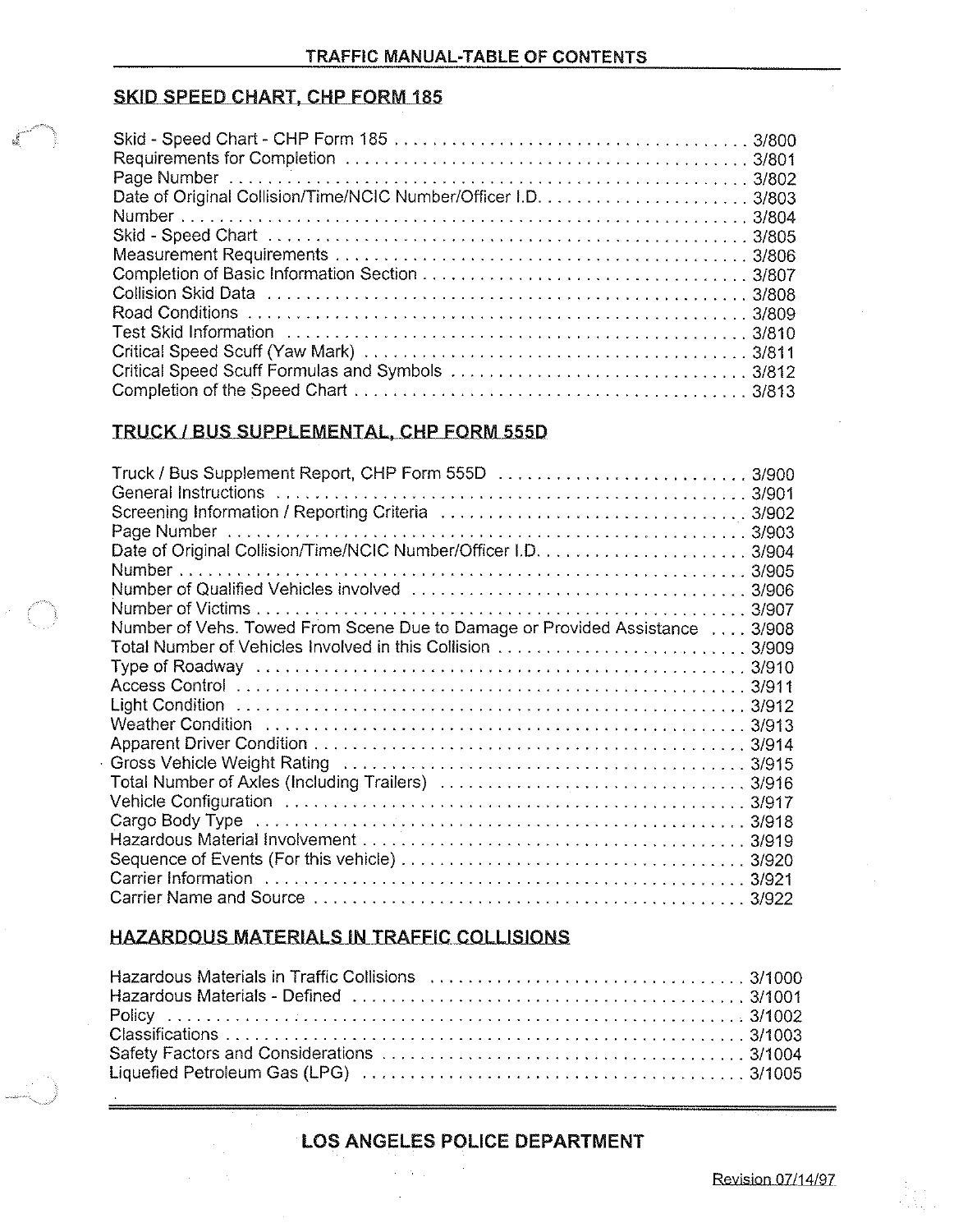## SKID SPEED CHART, CHP FORM 185

Skid - Speed Chart - CHP Form 185 . . . . . . . . . . . . . . . . . . . . . . . . . . . . . . . . . . . . . 3/800
Requirements for Completion . . . . . . . . . . . . . . . . . . . . . . . . . . . . . . . . . . . . . . . . . . 3/801
Page Number . . . . . . . . . . . . . . . . . . . . . . . . . . . . . . . . . . . . . . . . . . . . . . . . . . . 3/802
Date of Original Collision/Time/NCIC Number/Officer I.D. . . . . . . . . . . . . . . . . . . . . . 3/803
Number . . . . . . . . . . . . . . . . . . . . . . . . . . . . . . . . . . . . . . . . . . . . . . . . . . . . . . . 3/804
Skid - Speed Chart . . . . . . . . . . . . . . . . . . . . . . . . . . . . . . . . . . . . . . . . . . . . . . . 3/805
Measurement Requirements . . . . . . . . . . . . . . . . . . . . . . . . . . . . . . . . . . . . . . . . . 3/806
Completion of Basic Information Section . . . . . . . . . . . . . . . . . . . . . . . . . . . . . . . . . 3/807
Collision Skid Data . . . . . . . . . . . . . . . . . . . . . . . . . . . . . . . . . . . . . . . . . . . . . . . . 3/808
Road Conditions . . . . . . . . . . . . . . . . . . . . . . . . . . . . . . . . . . . . . . . . . . . . . . . . . 3/809
Test Skid Information . . . . . . . . . . . . . . . . . . . . . . . . . . . . . . . . . . . . . . . . . . . . . . 3/810
Critical Speed Scuff (Yaw Mark) . . . . . . . . . . . . . . . . . . . . . . . . . . . . . . . . . . . . . . . 3/811
Critical Speed Scuff Formulas and Symbols . . . . . . . . . . . . . . . . . . . . . . . . . . . . . . . 3/812
Completion of the Speed Chart . . . . . . . . . . . . . . . . . . . . . . . . . . . . . . . . . . . . . . . . 3/813

## TRUCK / BUS SUPPLEMENTAL, CHP FORM 555D

Truck / Bus Supplement Report, CHP Form 555D . . . . . . . . . . . . . . . . . . . . . . . . . . 3/900
General Instructions . . . . . . . . . . . . . . . . . . . . . . . . . . . . . . . . . . . . . . . . . . . . . . . 3/901
Screening Information / Reporting Criteria . . . . . . . . . . . . . . . . . . . . . . . . . . . . . . . 3/902
Page Number . . . . . . . . . . . . . . . . . . . . . . . . . . . . . . . . . . . . . . . . . . . . . . . . . . . 3/903
Date of Original Collision/Time/NCIC Number/Officer I.D. . . . . . . . . . . . . . . . . . . . . . 3/904
Number . . . . . . . . . . . . . . . . . . . . . . . . . . . . . . . . . . . . . . . . . . . . . . . . . . . . . . . 3/905
Number of Qualified Vehicles involved . . . . . . . . . . . . . . . . . . . . . . . . . . . . . . . . . . 3/906
Number of Victims . . . . . . . . . . . . . . . . . . . . . . . . . . . . . . . . . . . . . . . . . . . . . . . . 3/907
Number of Vehs. Towed From Scene Due to Damage or Provided Assistance . . . . 3/908
Total Number of Vehicles Involved in this Collision . . . . . . . . . . . . . . . . . . . . . . . . . . 3/909
Type of Roadway . . . . . . . . . . . . . . . . . . . . . . . . . . . . . . . . . . . . . . . . . . . . . . . . . 3/910
Access Control . . . . . . . . . . . . . . . . . . . . . . . . . . . . . . . . . . . . . . . . . . . . . . . . . . 3/911
Light Condition . . . . . . . . . . . . . . . . . . . . . . . . . . . . . . . . . . . . . . . . . . . . . . . . . . 3/912
Weather Condition . . . . . . . . . . . . . . . . . . . . . . . . . . . . . . . . . . . . . . . . . . . . . . . . 3/913
Apparent Driver Condition . . . . . . . . . . . . . . . . . . . . . . . . . . . . . . . . . . . . . . . . . . . 3/914
Gross Vehicle Weight Rating . . . . . . . . . . . . . . . . . . . . . . . . . . . . . . . . . . . . . . . . . 3/915
Total Number of Axles (Including Trailers) . . . . . . . . . . . . . . . . . . . . . . . . . . . . . . . 3/916
Vehicle Configuration . . . . . . . . . . . . . . . . . . . . . . . . . . . . . . . . . . . . . . . . . . . . . . 3/917
Cargo Body Type . . . . . . . . . . . . . . . . . . . . . . . . . . . . . . . . . . . . . . . . . . . . . . . . . 3/918
Hazardous Material Involvement . . . . . . . . . . . . . . . . . . . . . . . . . . . . . . . . . . . . . . 3/919
Sequence of Events (For this vehicle) . . . . . . . . . . . . . . . . . . . . . . . . . . . . . . . . . . . 3/920
Carrier Information . . . . . . . . . . . . . . . . . . . . . . . . . . . . . . . . . . . . . . . . . . . . . . . . 3/921
Carrier Name and Source . . . . . . . . . . . . . . . . . . . . . . . . . . . . . . . . . . . . . . . . . . . 3/922

## HAZARDOUS MATERIALS IN TRAFFIC COLLISIONS

Hazardous Materials in Traffic Collisions . . . . . . . . . . . . . . . . . . . . . . . . . . . . . . . . 3/1000
Hazardous Materials - Defined . . . . . . . . . . . . . . . . . . . . . . . . . . . . . . . . . . . . . . . . 3/1001
Policy . . . . . . . . . . . . . . . . . . . . . . . . . . . . . . . . . . . . . . . . . . . . . . . . . . . . . . . . . 3/1002
Classifications . . . . . . . . . . . . . . . . . . . . . . . . . . . . . . . . . . . . . . . . . . . . . . . . . . . 3/1003
Safety Factors and Considerations . . . . . . . . . . . . . . . . . . . . . . . . . . . . . . . . . . . . . 3/1004
Liquefied Petroleum Gas (LPG) . . . . . . . . . . . . . . . . . . . . . . . . . . . . . . . . . . . . . . . 3/1005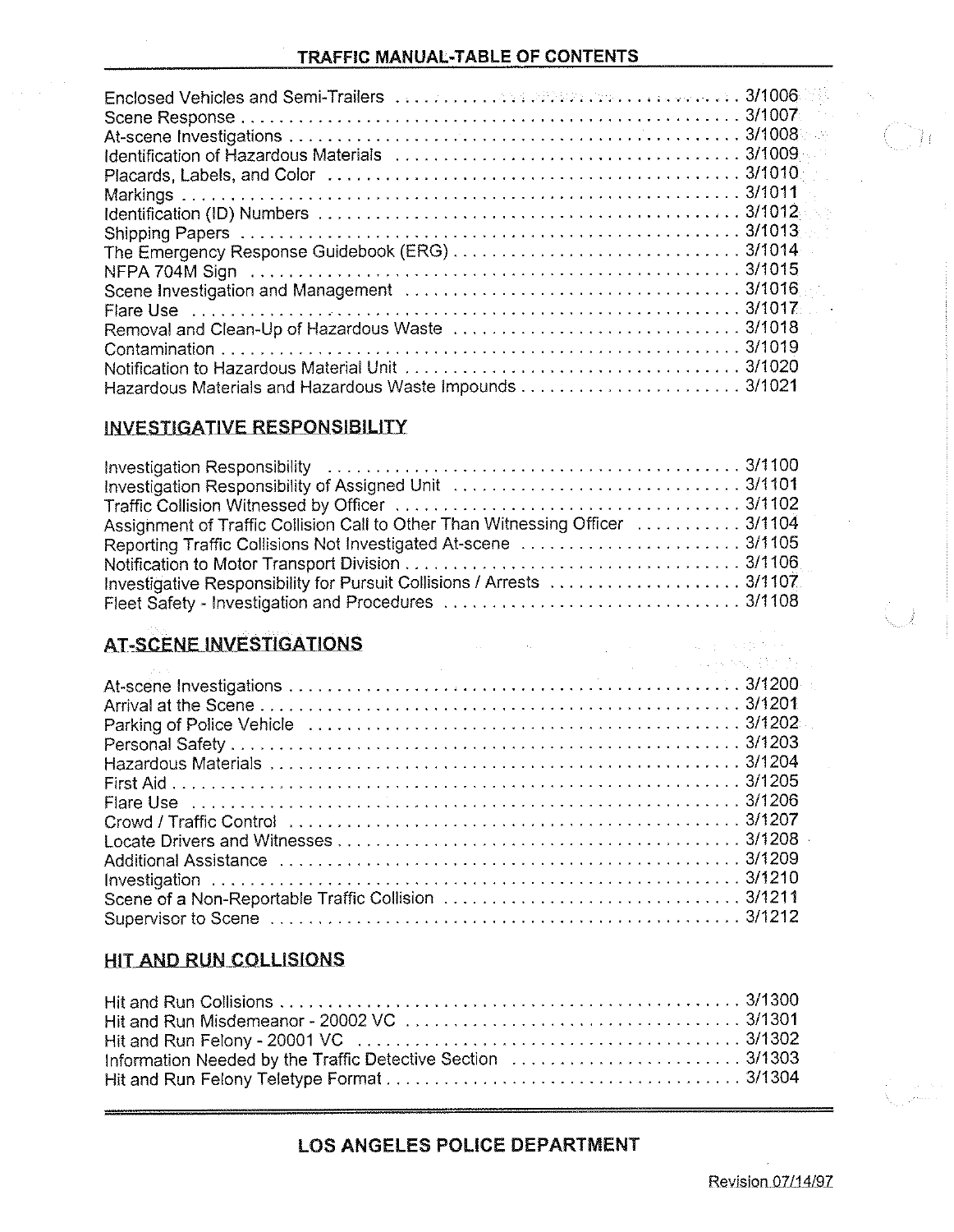Enclosed Vehicles and Semi-Trailers . . . . . . . . . . . . . . . . . . . . . . . . . . . . . . . . . . . . 3/1006
Scene Response . . . . . . . . . . . . . . . . . . . . . . . . . . . . . . . . . . . . . . . . . . . . . . . . . 3/1007
At-scene Investigations . . . . . . . . . . . . . . . . . . . . . . . . . . . . . . . . . . . . . . . . . . . . 3/1008
Identification of Hazardous Materials . . . . . . . . . . . . . . . . . . . . . . . . . . . . . . . . . . 3/1009
Placards, Labels, and Color . . . . . . . . . . . . . . . . . . . . . . . . . . . . . . . . . . . . . . . . 3/1010
Markings . . . . . . . . . . . . . . . . . . . . . . . . . . . . . . . . . . . . . . . . . . . . . . . . . . . . . 3/1011
Identification (ID) Numbers . . . . . . . . . . . . . . . . . . . . . . . . . . . . . . . . . . . . . . . . 3/1012
Shipping Papers . . . . . . . . . . . . . . . . . . . . . . . . . . . . . . . . . . . . . . . . . . . . . . . . 3/1013
The Emergency Response Guidebook (ERG) . . . . . . . . . . . . . . . . . . . . . . . . . . . . . 3/1014
NFPA 704M Sign . . . . . . . . . . . . . . . . . . . . . . . . . . . . . . . . . . . . . . . . . . . . . . . 3/1015
Scene Investigation and Management . . . . . . . . . . . . . . . . . . . . . . . . . . . . . . . . . 3/1016
Flare Use . . . . . . . . . . . . . . . . . . . . . . . . . . . . . . . . . . . . . . . . . . . . . . . . . . . . 3/1017
Removal and Clean-Up of Hazardous Waste . . . . . . . . . . . . . . . . . . . . . . . . . . . . . 3/1018
Contamination . . . . . . . . . . . . . . . . . . . . . . . . . . . . . . . . . . . . . . . . . . . . . . . . . 3/1019
Notification to Hazardous Material Unit . . . . . . . . . . . . . . . . . . . . . . . . . . . . . . . . 3/1020
Hazardous Materials and Hazardous Waste Impounds . . . . . . . . . . . . . . . . . . . . . . . 3/1021

## INVESTIGATIVE RESPONSIBILITY

Investigation Responsibility . . . . . . . . . . . . . . . . . . . . . . . . . . . . . . . . . . . . . . . . 3/1100
Investigation Responsibility of Assigned Unit . . . . . . . . . . . . . . . . . . . . . . . . . . . . . 3/1101
Traffic Collision Witnessed by Officer . . . . . . . . . . . . . . . . . . . . . . . . . . . . . . . . . 3/1102
Assignment of Traffic Collision Call to Other Than Witnessing Officer . . . . . . . . . . . 3/1104
Reporting Traffic Collisions Not Investigated At-scene . . . . . . . . . . . . . . . . . . . . . . 3/1105
Notification to Motor Transport Division . . . . . . . . . . . . . . . . . . . . . . . . . . . . . . . . 3/1106
Investigative Responsibility for Pursuit Collisions / Arrests . . . . . . . . . . . . . . . . . . . 3/1107
Fleet Safety - Investigation and Procedures . . . . . . . . . . . . . . . . . . . . . . . . . . . . . 3/1108

## AT-SCENE INVESTIGATIONS

At-scene Investigations . . . . . . . . . . . . . . . . . . . . . . . . . . . . . . . . . . . . . . . . . . . . 3/1200
Arrival at the Scene . . . . . . . . . . . . . . . . . . . . . . . . . . . . . . . . . . . . . . . . . . . . . . 3/1201
Parking of Police Vehicle . . . . . . . . . . . . . . . . . . . . . . . . . . . . . . . . . . . . . . . . . . 3/1202
Personal Safety . . . . . . . . . . . . . . . . . . . . . . . . . . . . . . . . . . . . . . . . . . . . . . . . . 3/1203
Hazardous Materials . . . . . . . . . . . . . . . . . . . . . . . . . . . . . . . . . . . . . . . . . . . . . . 3/1204
First Aid . . . . . . . . . . . . . . . . . . . . . . . . . . . . . . . . . . . . . . . . . . . . . . . . . . . . . . 3/1205
Flare Use . . . . . . . . . . . . . . . . . . . . . . . . . . . . . . . . . . . . . . . . . . . . . . . . . . . . 3/1206
Crowd / Traffic Control . . . . . . . . . . . . . . . . . . . . . . . . . . . . . . . . . . . . . . . . . . . 3/1207
Locate Drivers and Witnesses . . . . . . . . . . . . . . . . . . . . . . . . . . . . . . . . . . . . . . . 3/1208
Additional Assistance . . . . . . . . . . . . . . . . . . . . . . . . . . . . . . . . . . . . . . . . . . . . 3/1209
Investigation . . . . . . . . . . . . . . . . . . . . . . . . . . . . . . . . . . . . . . . . . . . . . . . . . . . 3/1210
Scene of a Non-Reportable Traffic Collision . . . . . . . . . . . . . . . . . . . . . . . . . . . . . 3/1211
Supervisor to Scene . . . . . . . . . . . . . . . . . . . . . . . . . . . . . . . . . . . . . . . . . . . . . 3/1212

## HIT AND RUN COLLISIONS

Hit and Run Collisions . . . . . . . . . . . . . . . . . . . . . . . . . . . . . . . . . . . . . . . . . . . . 3/1300
Hit and Run Misdemeanor - 20002 VC . . . . . . . . . . . . . . . . . . . . . . . . . . . . . . . . . 3/1301
Hit and Run Felony - 20001 VC . . . . . . . . . . . . . . . . . . . . . . . . . . . . . . . . . . . . . 3/1302
Information Needed by the Traffic Detective Section . . . . . . . . . . . . . . . . . . . . . . . 3/1303
Hit and Run Felony Teletype Format . . . . . . . . . . . . . . . . . . . . . . . . . . . . . . . . . . 3/1304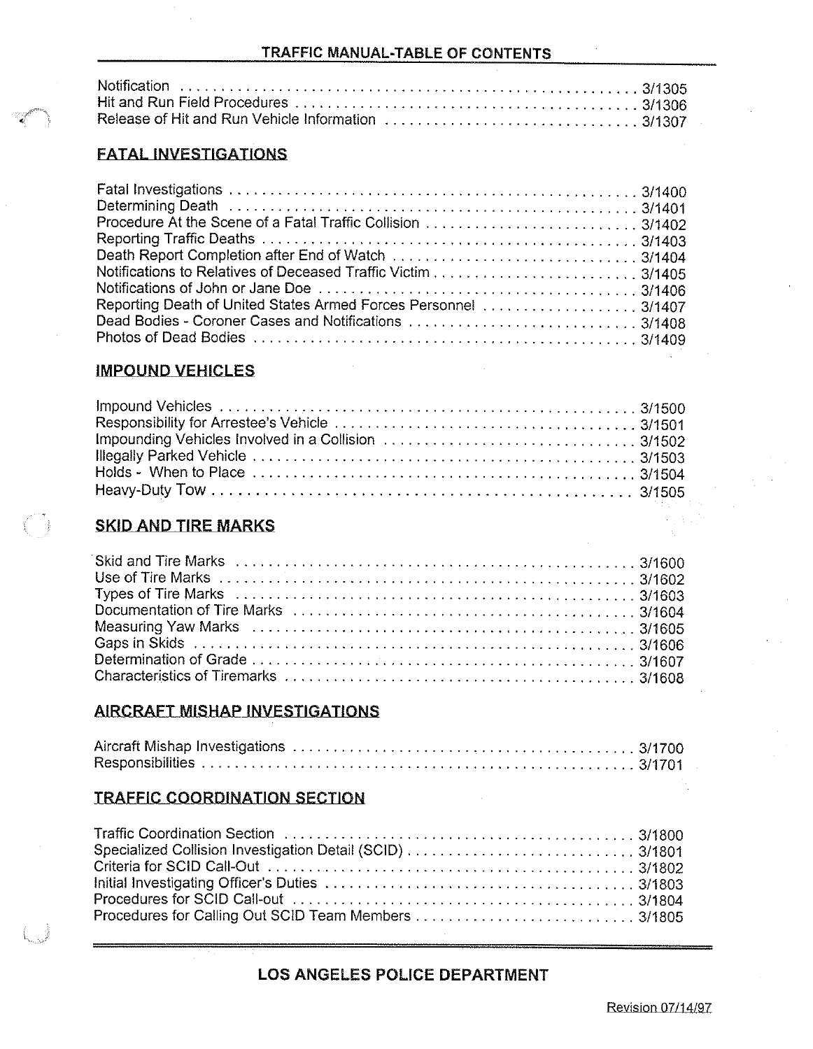Notification . . . . . . . . . . . . . . . . . . . . . . . . . . . . . . . . . . . . . . . . . . . . . . . . . . . . . . 3/1305
Hit and Run Field Procedures . . . . . . . . . . . . . . . . . . . . . . . . . . . . . . . . . . . . . . . . . . 3/1306
Release of Hit and Run Vehicle Information . . . . . . . . . . . . . . . . . . . . . . . . . . . . . . . 3/1307

## FATAL INVESTIGATIONS

Fatal Investigations . . . . . . . . . . . . . . . . . . . . . . . . . . . . . . . . . . . . . . . . . . . . . . . . . . 3/1400
Determining Death . . . . . . . . . . . . . . . . . . . . . . . . . . . . . . . . . . . . . . . . . . . . . . . . . . 3/1401
Procedure At the Scene of a Fatal Traffic Collision . . . . . . . . . . . . . . . . . . . . . . . . . . 3/1402
Reporting Traffic Deaths . . . . . . . . . . . . . . . . . . . . . . . . . . . . . . . . . . . . . . . . . . . . . . 3/1403
Death Report Completion after End of Watch . . . . . . . . . . . . . . . . . . . . . . . . . . . . . . 3/1404
Notifications to Relatives of Deceased Traffic Victim . . . . . . . . . . . . . . . . . . . . . . . . . 3/1405
Notifications of John or Jane Doe . . . . . . . . . . . . . . . . . . . . . . . . . . . . . . . . . . . . . . 3/1406
Reporting Death of United States Armed Forces Personnel . . . . . . . . . . . . . . . . . . . 3/1407
Dead Bodies - Coroner Cases and Notifications . . . . . . . . . . . . . . . . . . . . . . . . . . . . 3/1408
Photos of Dead Bodies . . . . . . . . . . . . . . . . . . . . . . . . . . . . . . . . . . . . . . . . . . . . . . . 3/1409

## IMPOUND VEHICLES

Impound Vehicles . . . . . . . . . . . . . . . . . . . . . . . . . . . . . . . . . . . . . . . . . . . . . . . . . . . 3/1500
Responsibility for Arrestee's Vehicle . . . . . . . . . . . . . . . . . . . . . . . . . . . . . . . . . . . . . 3/1501
Impounding Vehicles Involved in a Collision . . . . . . . . . . . . . . . . . . . . . . . . . . . . . . . 3/1502
Illegally Parked Vehicle . . . . . . . . . . . . . . . . . . . . . . . . . . . . . . . . . . . . . . . . . . . . . . . 3/1503
Holds - When to Place . . . . . . . . . . . . . . . . . . . . . . . . . . . . . . . . . . . . . . . . . . . . . . . 3/1504
Heavy-Duty Tow . . . . . . . . . . . . . . . . . . . . . . . . . . . . . . . . . . . . . . . . . . . . . . . . . . . . 3/1505

## SKID AND TIRE MARKS

Skid and Tire Marks . . . . . . . . . . . . . . . . . . . . . . . . . . . . . . . . . . . . . . . . . . . . . . . . . 3/1600
Use of Tire Marks . . . . . . . . . . . . . . . . . . . . . . . . . . . . . . . . . . . . . . . . . . . . . . . . . . . 3/1602
Types of Tire Marks . . . . . . . . . . . . . . . . . . . . . . . . . . . . . . . . . . . . . . . . . . . . . . . . . 3/1603
Documentation of Tire Marks . . . . . . . . . . . . . . . . . . . . . . . . . . . . . . . . . . . . . . . . . . 3/1604
Measuring Yaw Marks . . . . . . . . . . . . . . . . . . . . . . . . . . . . . . . . . . . . . . . . . . . . . . . 3/1605
Gaps in Skids . . . . . . . . . . . . . . . . . . . . . . . . . . . . . . . . . . . . . . . . . . . . . . . . . . . . . . 3/1606
Determination of Grade . . . . . . . . . . . . . . . . . . . . . . . . . . . . . . . . . . . . . . . . . . . . . . . 3/1607
Characteristics of Tiremarks . . . . . . . . . . . . . . . . . . . . . . . . . . . . . . . . . . . . . . . . . . . 3/1608

## AIRCRAFT MISHAP INVESTIGATIONS

Aircraft Mishap Investigations . . . . . . . . . . . . . . . . . . . . . . . . . . . . . . . . . . . . . . . . . . 3/1700
Responsibilities . . . . . . . . . . . . . . . . . . . . . . . . . . . . . . . . . . . . . . . . . . . . . . . . . . . . . 3/1701

## TRAFFIC COORDINATION SECTION

Traffic Coordination Section . . . . . . . . . . . . . . . . . . . . . . . . . . . . . . . . . . . . . . . . . . . 3/1800
Specialized Collision Investigation Detail (SCID) . . . . . . . . . . . . . . . . . . . . . . . . . . . . 3/1801
Criteria for SCID Call-Out . . . . . . . . . . . . . . . . . . . . . . . . . . . . . . . . . . . . . . . . . . . . . 3/1802
Initial Investigating Officer's Duties . . . . . . . . . . . . . . . . . . . . . . . . . . . . . . . . . . . . . . 3/1803
Procedures for SCID Call-out . . . . . . . . . . . . . . . . . . . . . . . . . . . . . . . . . . . . . . . . . . 3/1804
Procedures for Calling Out SCID Team Members . . . . . . . . . . . . . . . . . . . . . . . . . . . 3/1805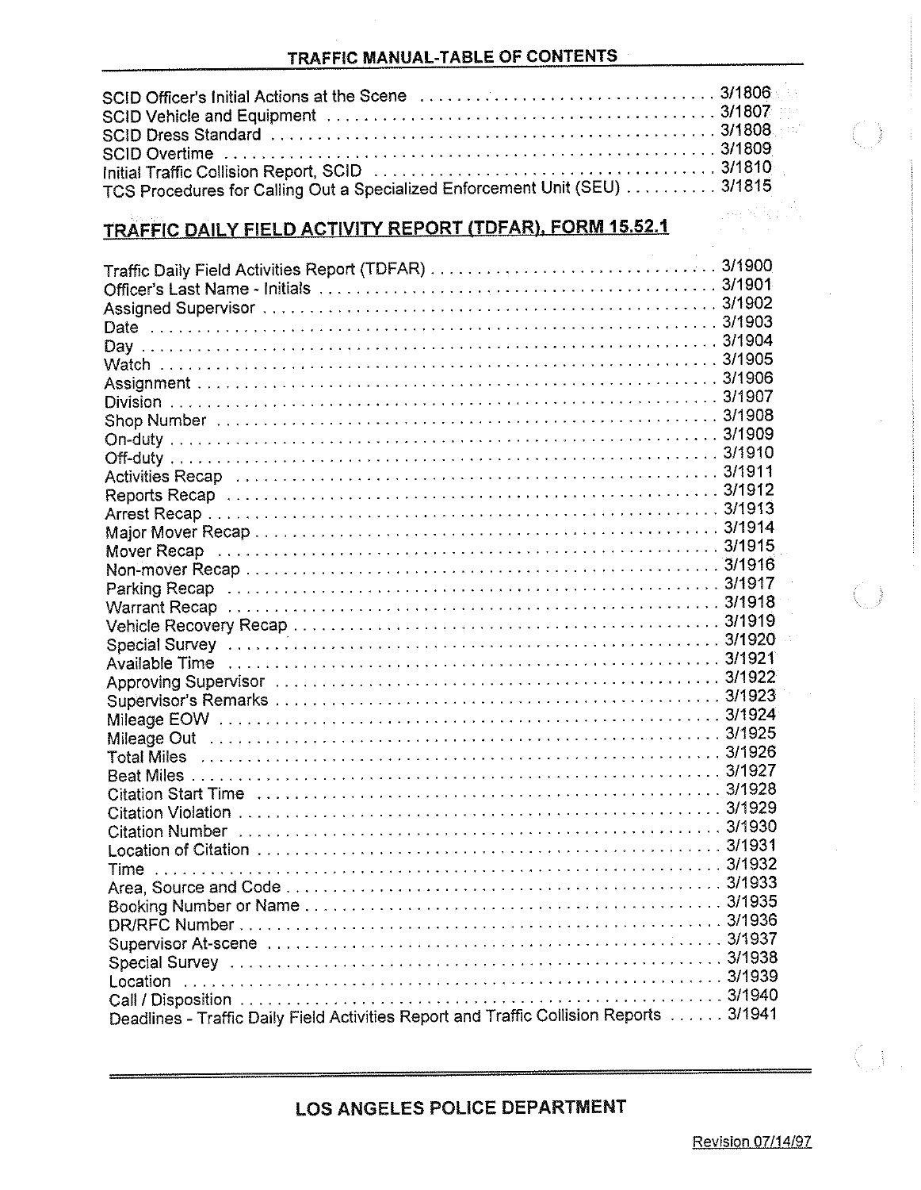SCID Officer's Initial Actions at the Scene . . . . . . . . . . . . . . . . . . . . . . . . . . . . . . . . 3/1806
SCID Vehicle and Equipment . . . . . . . . . . . . . . . . . . . . . . . . . . . . . . . . . . . . . . . . . . 3/1807
SCID Dress Standard . . . . . . . . . . . . . . . . . . . . . . . . . . . . . . . . . . . . . . . . . . . . . . . 3/1808
SCID Overtime . . . . . . . . . . . . . . . . . . . . . . . . . . . . . . . . . . . . . . . . . . . . . . . . . . . 3/1809
Initial Traffic Collision Report, SCID . . . . . . . . . . . . . . . . . . . . . . . . . . . . . . . . . . . . 3/1810
TCS Procedures for Calling Out a Specialized Enforcement Unit (SEU) . . . . . . . . . . 3/1815

## TRAFFIC DAILY FIELD ACTIVITY REPORT (TDFAR), FORM 15.52.1

Traffic Daily Field Activities Report (TDFAR) . . . . . . . . . . . . . . . . . . . . . . . . . . . . . . . 3/1900
Officer's Last Name - Initials . . . . . . . . . . . . . . . . . . . . . . . . . . . . . . . . . . . . . . . . . . 3/1901
Assigned Supervisor . . . . . . . . . . . . . . . . . . . . . . . . . . . . . . . . . . . . . . . . . . . . . . . 3/1902
Date . . . . . . . . . . . . . . . . . . . . . . . . . . . . . . . . . . . . . . . . . . . . . . . . . . . . . . . . . . . 3/1903
Day . . . . . . . . . . . . . . . . . . . . . . . . . . . . . . . . . . . . . . . . . . . . . . . . . . . . . . . . . . . . 3/1904
Watch . . . . . . . . . . . . . . . . . . . . . . . . . . . . . . . . . . . . . . . . . . . . . . . . . . . . . . . . . . 3/1905
Assignment . . . . . . . . . . . . . . . . . . . . . . . . . . . . . . . . . . . . . . . . . . . . . . . . . . . . . . 3/1906
Division . . . . . . . . . . . . . . . . . . . . . . . . . . . . . . . . . . . . . . . . . . . . . . . . . . . . . . . . . 3/1907
Shop Number . . . . . . . . . . . . . . . . . . . . . . . . . . . . . . . . . . . . . . . . . . . . . . . . . . . . . 3/1908
On-duty . . . . . . . . . . . . . . . . . . . . . . . . . . . . . . . . . . . . . . . . . . . . . . . . . . . . . . . . . 3/1909
Off-duty . . . . . . . . . . . . . . . . . . . . . . . . . . . . . . . . . . . . . . . . . . . . . . . . . . . . . . . . . 3/1910
Activities Recap . . . . . . . . . . . . . . . . . . . . . . . . . . . . . . . . . . . . . . . . . . . . . . . . . . . 3/1911
Reports Recap . . . . . . . . . . . . . . . . . . . . . . . . . . . . . . . . . . . . . . . . . . . . . . . . . . . . 3/1912
Arrest Recap . . . . . . . . . . . . . . . . . . . . . . . . . . . . . . . . . . . . . . . . . . . . . . . . . . . . . 3/1913
Major Mover Recap . . . . . . . . . . . . . . . . . . . . . . . . . . . . . . . . . . . . . . . . . . . . . . . . 3/1914
Mover Recap . . . . . . . . . . . . . . . . . . . . . . . . . . . . . . . . . . . . . . . . . . . . . . . . . . . . . 3/1915
Non-mover Recap . . . . . . . . . . . . . . . . . . . . . . . . . . . . . . . . . . . . . . . . . . . . . . . . . . 3/1916
Parking Recap . . . . . . . . . . . . . . . . . . . . . . . . . . . . . . . . . . . . . . . . . . . . . . . . . . . . 3/1917
Warrant Recap . . . . . . . . . . . . . . . . . . . . . . . . . . . . . . . . . . . . . . . . . . . . . . . . . . . . 3/1918
Vehicle Recovery Recap . . . . . . . . . . . . . . . . . . . . . . . . . . . . . . . . . . . . . . . . . . . . . 3/1919
Special Survey . . . . . . . . . . . . . . . . . . . . . . . . . . . . . . . . . . . . . . . . . . . . . . . . . . . . 3/1920
Available Time . . . . . . . . . . . . . . . . . . . . . . . . . . . . . . . . . . . . . . . . . . . . . . . . . . . . 3/1921
Approving Supervisor . . . . . . . . . . . . . . . . . . . . . . . . . . . . . . . . . . . . . . . . . . . . . . . 3/1922
Supervisor's Remarks . . . . . . . . . . . . . . . . . . . . . . . . . . . . . . . . . . . . . . . . . . . . . . . 3/1923
Mileage EOW . . . . . . . . . . . . . . . . . . . . . . . . . . . . . . . . . . . . . . . . . . . . . . . . . . . . . 3/1924
Mileage Out . . . . . . . . . . . . . . . . . . . . . . . . . . . . . . . . . . . . . . . . . . . . . . . . . . . . . . 3/1925
Total Miles . . . . . . . . . . . . . . . . . . . . . . . . . . . . . . . . . . . . . . . . . . . . . . . . . . . . . . . 3/1926
Beat Miles . . . . . . . . . . . . . . . . . . . . . . . . . . . . . . . . . . . . . . . . . . . . . . . . . . . . . . . 3/1927
Citation Start Time . . . . . . . . . . . . . . . . . . . . . . . . . . . . . . . . . . . . . . . . . . . . . . . . . 3/1928
Citation Violation . . . . . . . . . . . . . . . . . . . . . . . . . . . . . . . . . . . . . . . . . . . . . . . . . . 3/1929
Citation Number . . . . . . . . . . . . . . . . . . . . . . . . . . . . . . . . . . . . . . . . . . . . . . . . . . . 3/1930
Location of Citation . . . . . . . . . . . . . . . . . . . . . . . . . . . . . . . . . . . . . . . . . . . . . . . . 3/1931
Time . . . . . . . . . . . . . . . . . . . . . . . . . . . . . . . . . . . . . . . . . . . . . . . . . . . . . . . . . . . . 3/1932
Area, Source and Code . . . . . . . . . . . . . . . . . . . . . . . . . . . . . . . . . . . . . . . . . . . . . . 3/1933
Booking Number or Name . . . . . . . . . . . . . . . . . . . . . . . . . . . . . . . . . . . . . . . . . . . . 3/1935
DR/RFC Number . . . . . . . . . . . . . . . . . . . . . . . . . . . . . . . . . . . . . . . . . . . . . . . . . . . 3/1936
Supervisor At-scene . . . . . . . . . . . . . . . . . . . . . . . . . . . . . . . . . . . . . . . . . . . . . . . . 3/1937
Special Survey . . . . . . . . . . . . . . . . . . . . . . . . . . . . . . . . . . . . . . . . . . . . . . . . . . . . 3/1938
Location . . . . . . . . . . . . . . . . . . . . . . . . . . . . . . . . . . . . . . . . . . . . . . . . . . . . . . . . . 3/1939
Call / Disposition . . . . . . . . . . . . . . . . . . . . . . . . . . . . . . . . . . . . . . . . . . . . . . . . . . . 3/1940
Deadlines - Traffic Daily Field Activities Report and Traffic Collision Reports . . . . . . 3/1941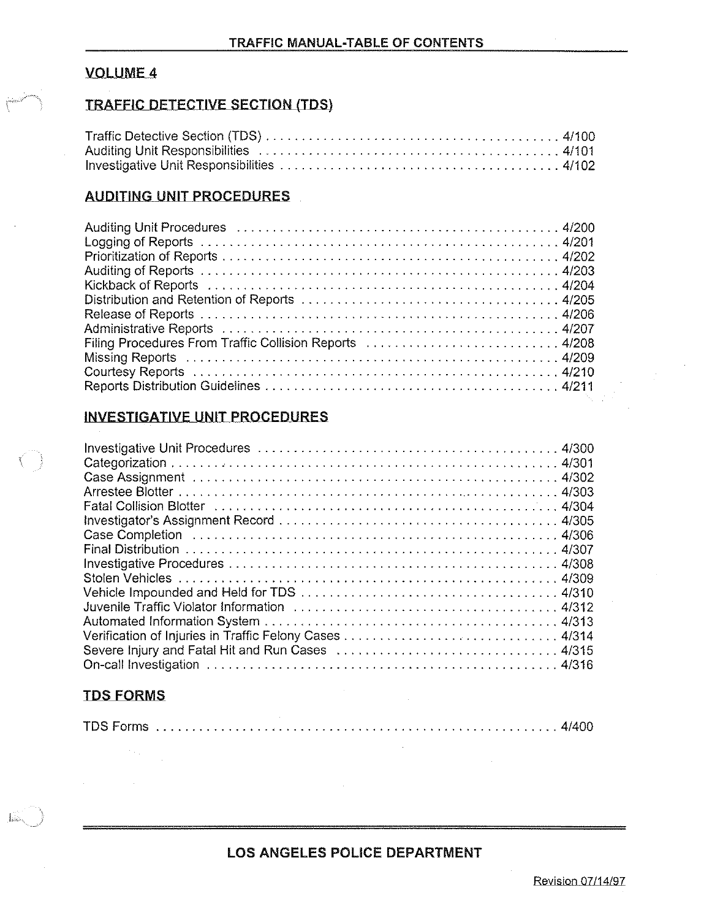# TRAFFIC MANUAL-TABLE OF CONTENTS

## VOLUME 4

### TRAFFIC DETECTIVE SECTION (TDS)

| | |
|---|---|
| Traffic Detective Section (TDS) | 4/100 |
| Auditing Unit Responsibilities | 4/101 |
| Investigative Unit Responsibilities | 4/102 |

### AUDITING UNIT PROCEDURES

| | |
|---|---|
| Auditing Unit Procedures | 4/200 |
| Logging of Reports | 4/201 |
| Prioritization of Reports | 4/202 |
| Auditing of Reports | 4/203 |
| Kickback of Reports | 4/204 |
| Distribution and Retention of Reports | 4/205 |
| Release of Reports | 4/206 |
| Administrative Reports | 4/207 |
| Filing Procedures From Traffic Collision Reports | 4/208 |
| Missing Reports | 4/209 |
| Courtesy Reports | 4/210 |
| Reports Distribution Guidelines | 4/211 |

### INVESTIGATIVE UNIT PROCEDURES

| | |
|---|---|
| Investigative Unit Procedures | 4/300 |
| Categorization | 4/301 |
| Case Assignment | 4/302 |
| Arrestee Blotter | 4/303 |
| Fatal Collision Blotter | 4/304 |
| Investigator's Assignment Record | 4/305 |
| Case Completion | 4/306 |
| Final Distribution | 4/307 |
| Investigative Procedures | 4/308 |
| Stolen Vehicles | 4/309 |
| Vehicle Impounded and Held for TDS | 4/310 |
| Juvenile Traffic Violator Information | 4/312 |
| Automated Information System | 4/313 |
| Verification of Injuries in Traffic Felony Cases | 4/314 |
| Severe Injury and Fatal Hit and Run Cases | 4/315 |
| On-call Investigation | 4/316 |

### TDS FORMS

| | |
|---|---|
| TDS Forms | 4/400 |

LOS ANGELES POLICE DEPARTMENT

Revision 07/14/97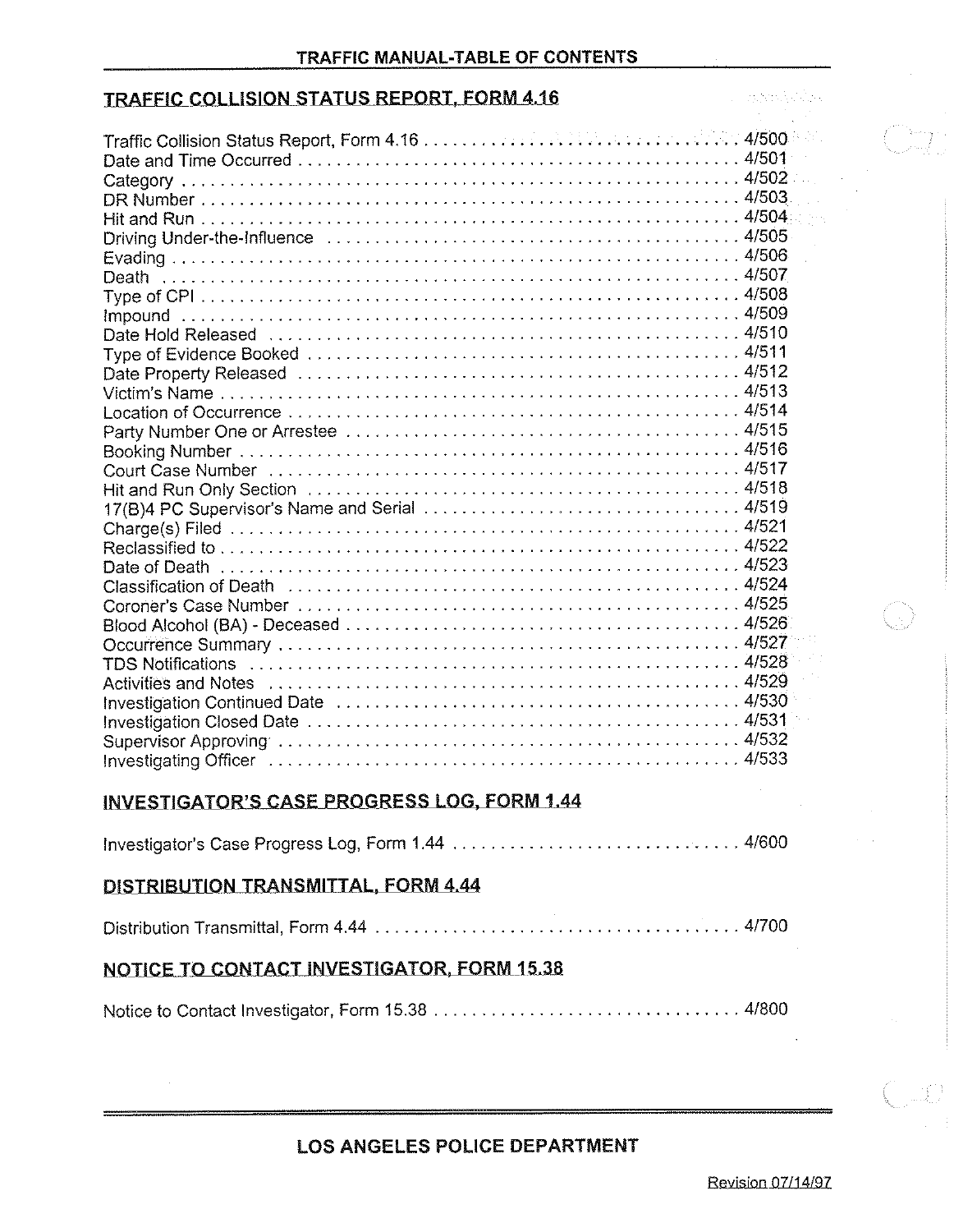## TRAFFIC COLLISION STATUS REPORT, FORM 4.16

| Item | Section |
|---|---|
| Traffic Collision Status Report, Form 4.16 | 4/500 |
| Date and Time Occurred | 4/501 |
| Category | 4/502 |
| DR Number | 4/503 |
| Hit and Run | 4/504 |
| Driving Under-the-Influence | 4/505 |
| Evading | 4/506 |
| Death | 4/507 |
| Type of CPI | 4/508 |
| Impound | 4/509 |
| Date Hold Released | 4/510 |
| Type of Evidence Booked | 4/511 |
| Date Property Released | 4/512 |
| Victim's Name | 4/513 |
| Location of Occurrence | 4/514 |
| Party Number One or Arrestee | 4/515 |
| Booking Number | 4/516 |
| Court Case Number | 4/517 |
| Hit and Run Only Section | 4/518 |
| 17(B)4 PC Supervisor's Name and Serial | 4/519 |
| Charge(s) Filed | 4/521 |
| Reclassified to | 4/522 |
| Date of Death | 4/523 |
| Classification of Death | 4/524 |
| Coroner's Case Number | 4/525 |
| Blood Alcohol (BA) - Deceased | 4/526 |
| Occurrence Summary | 4/527 |
| TDS Notifications | 4/528 |
| Activities and Notes | 4/529 |
| Investigation Continued Date | 4/530 |
| Investigation Closed Date | 4/531 |
| Supervisor Approving | 4/532 |
| Investigating Officer | 4/533 |

## INVESTIGATOR'S CASE PROGRESS LOG, FORM 1.44

| Item | Section |
|---|---|
| Investigator's Case Progress Log, Form 1.44 | 4/600 |

## DISTRIBUTION TRANSMITTAL, FORM 4.44

| Item | Section |
|---|---|
| Distribution Transmittal, Form 4.44 | 4/700 |

## NOTICE TO CONTACT INVESTIGATOR, FORM 15.38

| Item | Section |
|---|---|
| Notice to Contact Investigator, Form 15.38 | 4/800 |

Revision 07/14/97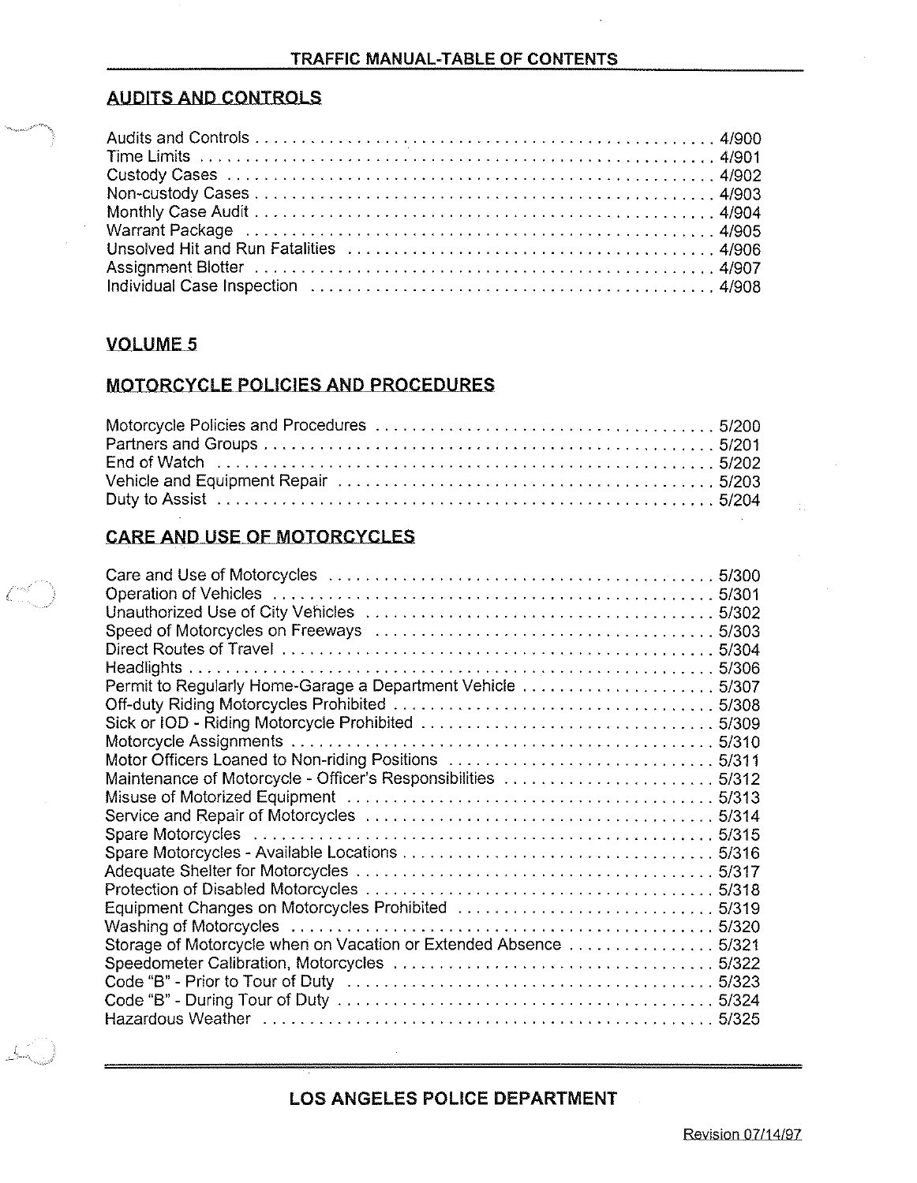## AUDITS AND CONTROLS

Audits and Controls . . . . . . . . . . . . . . . . . . . . . . . . . . . . . . . . . . . . . . . . . . . . . . . 4/900
Time Limits . . . . . . . . . . . . . . . . . . . . . . . . . . . . . . . . . . . . . . . . . . . . . . . . . . . 4/901
Custody Cases . . . . . . . . . . . . . . . . . . . . . . . . . . . . . . . . . . . . . . . . . . . . . . . . 4/902
Non-custody Cases . . . . . . . . . . . . . . . . . . . . . . . . . . . . . . . . . . . . . . . . . . . . . 4/903
Monthly Case Audit . . . . . . . . . . . . . . . . . . . . . . . . . . . . . . . . . . . . . . . . . . . . . 4/904
Warrant Package . . . . . . . . . . . . . . . . . . . . . . . . . . . . . . . . . . . . . . . . . . . . . . 4/905
Unsolved Hit and Run Fatalities . . . . . . . . . . . . . . . . . . . . . . . . . . . . . . . . . . . 4/906
Assignment Blotter . . . . . . . . . . . . . . . . . . . . . . . . . . . . . . . . . . . . . . . . . . . . . 4/907
Individual Case Inspection . . . . . . . . . . . . . . . . . . . . . . . . . . . . . . . . . . . . . . . 4/908

## VOLUME 5

## MOTORCYCLE POLICIES AND PROCEDURES

Motorcycle Policies and Procedures . . . . . . . . . . . . . . . . . . . . . . . . . . . . . . . . 5/200
Partners and Groups . . . . . . . . . . . . . . . . . . . . . . . . . . . . . . . . . . . . . . . . . . . . 5/201
End of Watch . . . . . . . . . . . . . . . . . . . . . . . . . . . . . . . . . . . . . . . . . . . . . . . . . 5/202
Vehicle and Equipment Repair . . . . . . . . . . . . . . . . . . . . . . . . . . . . . . . . . . . . 5/203
Duty to Assist . . . . . . . . . . . . . . . . . . . . . . . . . . . . . . . . . . . . . . . . . . . . . . . . . 5/204

## CARE AND USE OF MOTORCYCLES

Care and Use of Motorcycles . . . . . . . . . . . . . . . . . . . . . . . . . . . . . . . . . . . . . 5/300
Operation of Vehicles . . . . . . . . . . . . . . . . . . . . . . . . . . . . . . . . . . . . . . . . . . . 5/301
Unauthorized Use of City Vehicles . . . . . . . . . . . . . . . . . . . . . . . . . . . . . . . . . 5/302
Speed of Motorcycles on Freeways . . . . . . . . . . . . . . . . . . . . . . . . . . . . . . . . 5/303
Direct Routes of Travel . . . . . . . . . . . . . . . . . . . . . . . . . . . . . . . . . . . . . . . . . . 5/304
Headlights . . . . . . . . . . . . . . . . . . . . . . . . . . . . . . . . . . . . . . . . . . . . . . . . . . . 5/306
Permit to Regularly Home-Garage a Department Vehicle . . . . . . . . . . . . . . . . . . . 5/307
Off-duty Riding Motorcycles Prohibited . . . . . . . . . . . . . . . . . . . . . . . . . . . . . . 5/308
Sick or IOD - Riding Motorcycle Prohibited . . . . . . . . . . . . . . . . . . . . . . . . . . . . 5/309
Motorcycle Assignments . . . . . . . . . . . . . . . . . . . . . . . . . . . . . . . . . . . . . . . . 5/310
Motor Officers Loaned to Non-riding Positions . . . . . . . . . . . . . . . . . . . . . . . . . . 5/311
Maintenance of Motorcycle - Officer's Responsibilities . . . . . . . . . . . . . . . . . . . . 5/312
Misuse of Motorized Equipment . . . . . . . . . . . . . . . . . . . . . . . . . . . . . . . . . . . 5/313
Service and Repair of Motorcycles . . . . . . . . . . . . . . . . . . . . . . . . . . . . . . . . . 5/314
Spare Motorcycles . . . . . . . . . . . . . . . . . . . . . . . . . . . . . . . . . . . . . . . . . . . . . 5/315
Spare Motorcycles - Available Locations . . . . . . . . . . . . . . . . . . . . . . . . . . . . . 5/316
Adequate Shelter for Motorcycles . . . . . . . . . . . . . . . . . . . . . . . . . . . . . . . . . . 5/317
Protection of Disabled Motorcycles . . . . . . . . . . . . . . . . . . . . . . . . . . . . . . . . . 5/318
Equipment Changes on Motorcycles Prohibited . . . . . . . . . . . . . . . . . . . . . . . . 5/319
Washing of Motorcycles . . . . . . . . . . . . . . . . . . . . . . . . . . . . . . . . . . . . . . . . . 5/320
Storage of Motorcycle when on Vacation or Extended Absence . . . . . . . . . . . . . . . 5/321
Speedometer Calibration, Motorcycles . . . . . . . . . . . . . . . . . . . . . . . . . . . . . . . 5/322
Code "B" - Prior to Tour of Duty . . . . . . . . . . . . . . . . . . . . . . . . . . . . . . . . . . . 5/323
Code "B" - During Tour of Duty . . . . . . . . . . . . . . . . . . . . . . . . . . . . . . . . . . . 5/324
Hazardous Weather . . . . . . . . . . . . . . . . . . . . . . . . . . . . . . . . . . . . . . . . . . . . 5/325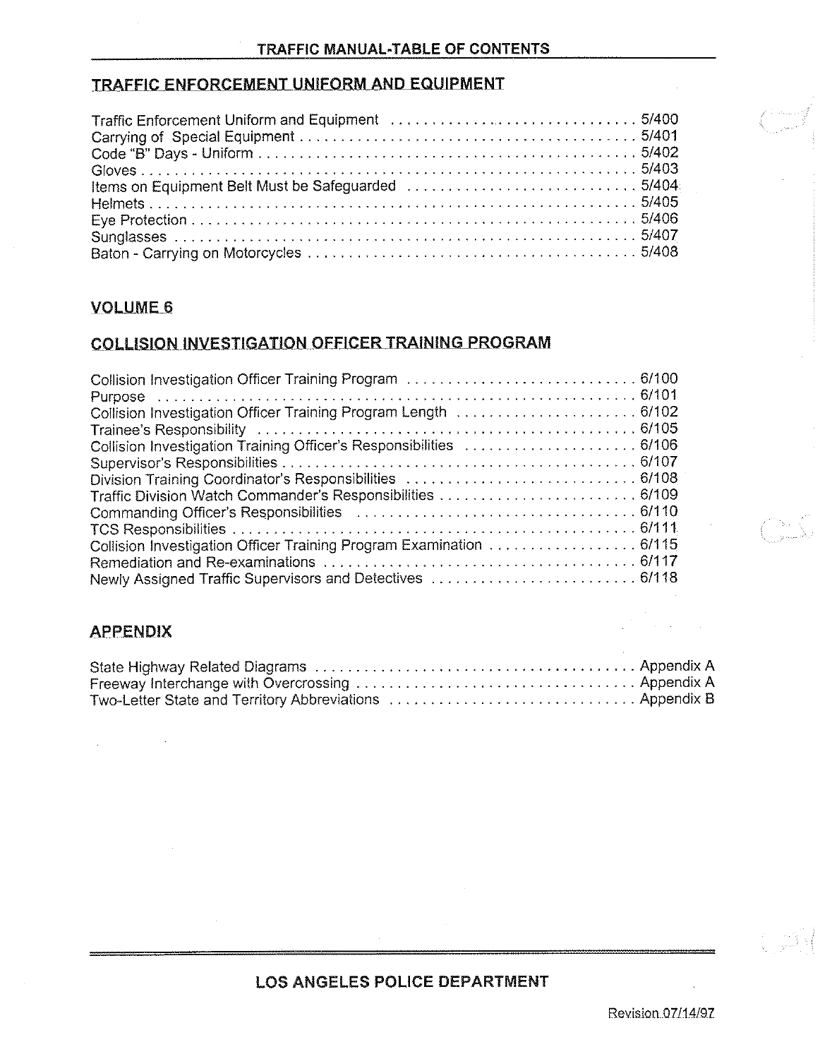## TRAFFIC ENFORCEMENT UNIFORM AND EQUIPMENT

| | |
|---|---|
| Traffic Enforcement Uniform and Equipment | 5/400 |
| Carrying of Special Equipment | 5/401 |
| Code "B" Days - Uniform | 5/402 |
| Gloves | 5/403 |
| Items on Equipment Belt Must be Safeguarded | 5/404 |
| Helmets | 5/405 |
| Eye Protection | 5/406 |
| Sunglasses | 5/407 |
| Baton - Carrying on Motorcycles | 5/408 |

## VOLUME 6

## COLLISION INVESTIGATION OFFICER TRAINING PROGRAM

| | |
|---|---|
| Collision Investigation Officer Training Program | 6/100 |
| Purpose | 6/101 |
| Collision Investigation Officer Training Program Length | 6/102 |
| Trainee's Responsibility | 6/105 |
| Collision Investigation Training Officer's Responsibilities | 6/106 |
| Supervisor's Responsibilities | 6/107 |
| Division Training Coordinator's Responsibilities | 6/108 |
| Traffic Division Watch Commander's Responsibilities | 6/109 |
| Commanding Officer's Responsibilities | 6/110 |
| TCS Responsibilities | 6/111 |
| Collision Investigation Officer Training Program Examination | 6/115 |
| Remediation and Re-examinations | 6/117 |
| Newly Assigned Traffic Supervisors and Detectives | 6/118 |

## APPENDIX

| | |
|---|---|
| State Highway Related Diagrams | Appendix A |
| Freeway Interchange with Overcrossing | Appendix A |
| Two-Letter State and Territory Abbreviations | Appendix B |

Revision 07/14/97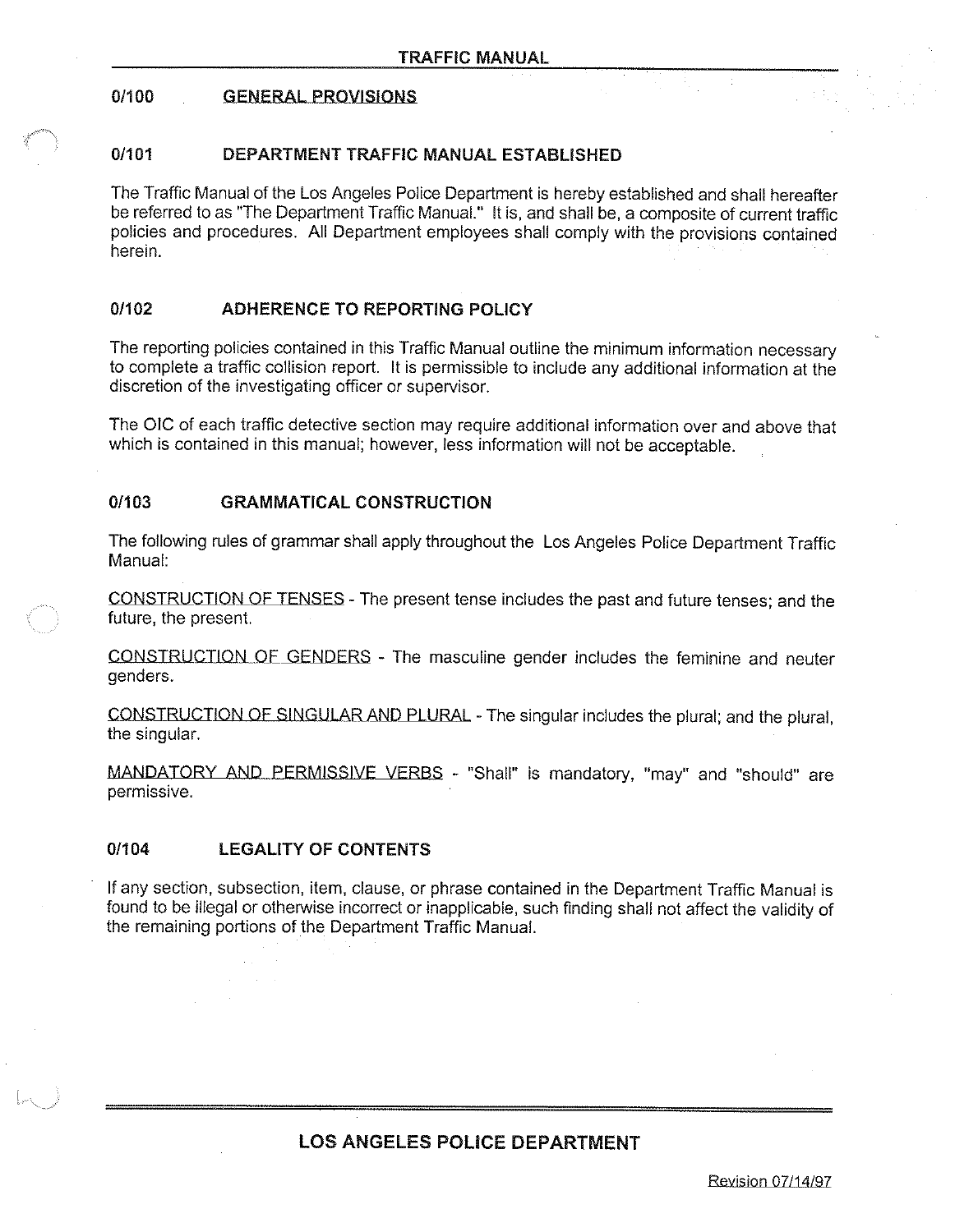## 0/100 GENERAL PROVISIONS

### 0/101 DEPARTMENT TRAFFIC MANUAL ESTABLISHED

The Traffic Manual of the Los Angeles Police Department is hereby established and shall hereafter be referred to as "The Department Traffic Manual." It is, and shall be, a composite of current traffic policies and procedures. All Department employees shall comply with the provisions contained herein.

### 0/102 ADHERENCE TO REPORTING POLICY

The reporting policies contained in this Traffic Manual outline the minimum information necessary to complete a traffic collision report. It is permissible to include any additional information at the discretion of the investigating officer or supervisor.

The OIC of each traffic detective section may require additional information over and above that which is contained in this manual; however, less information will not be acceptable.

### 0/103 GRAMMATICAL CONSTRUCTION

The following rules of grammar shall apply throughout the Los Angeles Police Department Traffic Manual:

CONSTRUCTION OF TENSES - The present tense includes the past and future tenses; and the future, the present.

CONSTRUCTION OF GENDERS - The masculine gender includes the feminine and neuter genders.

CONSTRUCTION OF SINGULAR AND PLURAL - The singular includes the plural; and the plural, the singular.

MANDATORY AND PERMISSIVE VERBS - "Shall" is mandatory, "may" and "should" are permissive.

### 0/104 LEGALITY OF CONTENTS

If any section, subsection, item, clause, or phrase contained in the Department Traffic Manual is found to be illegal or otherwise incorrect or inapplicable, such finding shall not affect the validity of the remaining portions of the Department Traffic Manual.

Revision 07/14/97